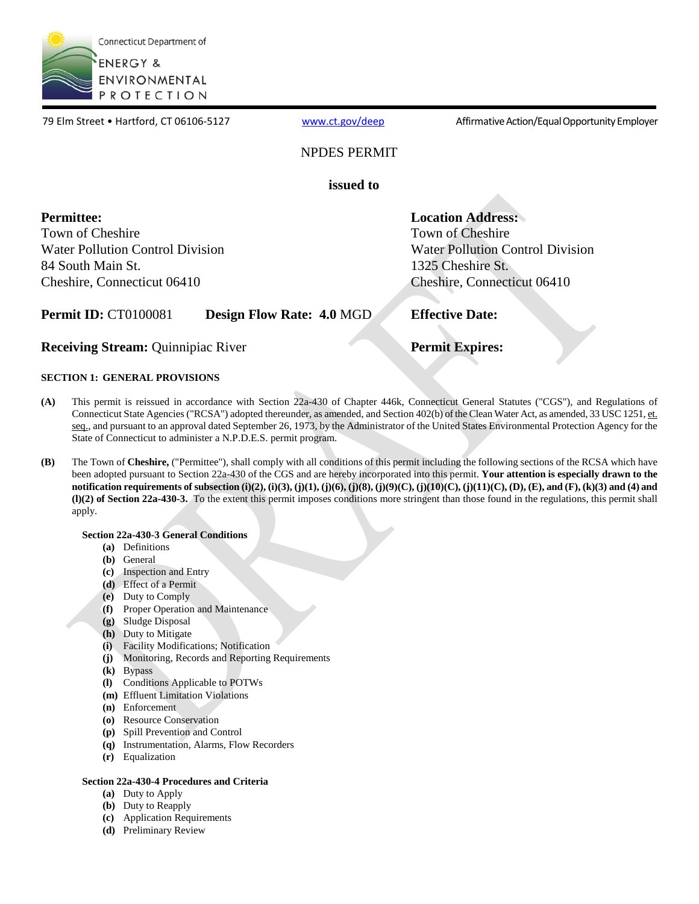Connecticut Department of ENERGY & ENVIRONMENTAL PROTECTION

79 Elm Street • Hartford, CT 06106-5127 www.ct.gov/deep Affirmative Action/Equal Opportunity Employer

# NPDES PERMIT

**issued to**

**Permittee:**
Town of Cheshire
Water Pollution Control Division
84 South Main St.
Cheshire, Connecticut 06410

**Location Address:**
Town of Cheshire
Water Pollution Control Division
1325 Cheshire St.
Cheshire, Connecticut 06410

**Permit ID:** CT0100081 **Design Flow Rate: 4.0** MGD

**Effective Date:**

**Receiving Stream:** Quinnipiac River

**Permit Expires:**

## SECTION 1: GENERAL PROVISIONS

**(A)** This permit is reissued in accordance with Section 22a-430 of Chapter 446k, Connecticut General Statutes ("CGS"), and Regulations of Connecticut State Agencies ("RCSA") adopted thereunder, as amended, and Section 402(b) of the Clean Water Act, as amended, 33 USC 1251, et. seq., and pursuant to an approval dated September 26, 1973, by the Administrator of the United States Environmental Protection Agency for the State of Connecticut to administer a N.P.D.E.S. permit program.

**(B)** The Town of **Cheshire,** ("Permittee"), shall comply with all conditions of this permit including the following sections of the RCSA which have been adopted pursuant to Section 22a-430 of the CGS and are hereby incorporated into this permit. **Your attention is especially drawn to the notification requirements of subsection (i)(2), (i)(3), (j)(1), (j)(6), (j)(8), (j)(9)(C), (j)(10)(C), (j)(11)(C), (D), (E), and (F), (k)(3) and (4) and (l)(2) of Section 22a-430-3.** To the extent this permit imposes conditions more stringent than those found in the regulations, this permit shall apply.

**Section 22a-430-3 General Conditions**

- **(a)** Definitions
- **(b)** General
- **(c)** Inspection and Entry
- **(d)** Effect of a Permit
- **(e)** Duty to Comply
- **(f)** Proper Operation and Maintenance
- **(g)** Sludge Disposal
- **(h)** Duty to Mitigate
- **(i)** Facility Modifications; Notification
- **(j)** Monitoring, Records and Reporting Requirements
- **(k)** Bypass
- **(l)** Conditions Applicable to POTWs
- **(m)** Effluent Limitation Violations
- **(n)** Enforcement
- **(o)** Resource Conservation
- **(p)** Spill Prevention and Control
- **(q)** Instrumentation, Alarms, Flow Recorders
- **(r)** Equalization

**Section 22a-430-4 Procedures and Criteria**

- **(a)** Duty to Apply
- **(b)** Duty to Reapply
- **(c)** Application Requirements
- **(d)** Preliminary Review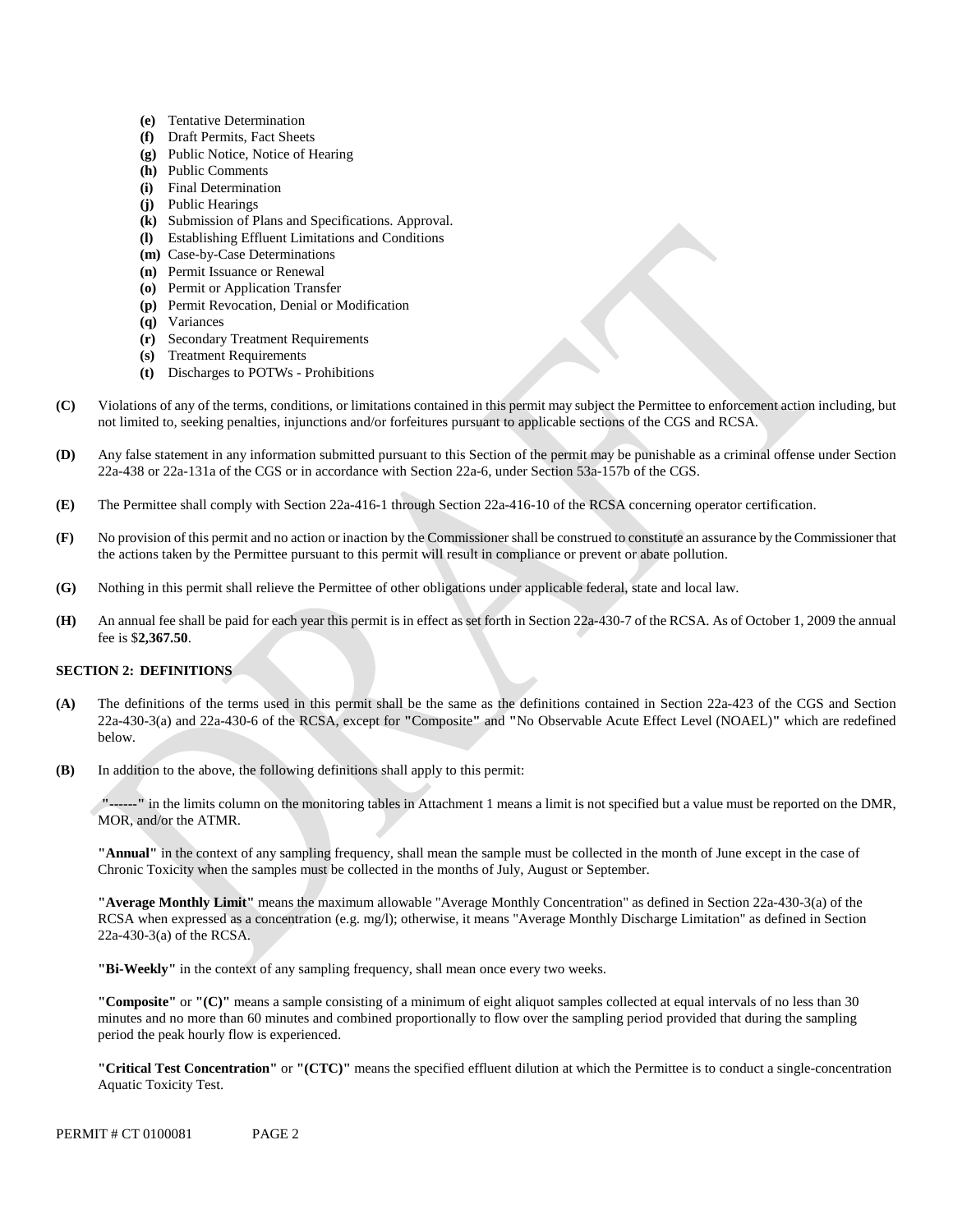- **(e)** Tentative Determination
- **(f)** Draft Permits, Fact Sheets
- **(g)** Public Notice, Notice of Hearing
- **(h)** Public Comments
- **(i)** Final Determination
- **(j)** Public Hearings
- **(k)** Submission of Plans and Specifications. Approval.
- **(l)** Establishing Effluent Limitations and Conditions
- **(m)** Case-by-Case Determinations
- **(n)** Permit Issuance or Renewal
- **(o)** Permit or Application Transfer
- **(p)** Permit Revocation, Denial or Modification
- **(q)** Variances
- **(r)** Secondary Treatment Requirements
- **(s)** Treatment Requirements
- **(t)** Discharges to POTWs - Prohibitions

**(C)** Violations of any of the terms, conditions, or limitations contained in this permit may subject the Permittee to enforcement action including, but not limited to, seeking penalties, injunctions and/or forfeitures pursuant to applicable sections of the CGS and RCSA.

**(D)** Any false statement in any information submitted pursuant to this Section of the permit may be punishable as a criminal offense under Section 22a-438 or 22a-131a of the CGS or in accordance with Section 22a-6, under Section 53a-157b of the CGS.

**(E)** The Permittee shall comply with Section 22a-416-1 through Section 22a-416-10 of the RCSA concerning operator certification.

**(F)** No provision of this permit and no action or inaction by the Commissioner shall be construed to constitute an assurance by the Commissioner that the actions taken by the Permittee pursuant to this permit will result in compliance or prevent or abate pollution.

**(G)** Nothing in this permit shall relieve the Permittee of other obligations under applicable federal, state and local law.

**(H)** An annual fee shall be paid for each year this permit is in effect as set forth in Section 22a-430-7 of the RCSA. As of October 1, 2009 the annual fee is $**2,367.50**.

## SECTION 2: DEFINITIONS

**(A)** The definitions of the terms used in this permit shall be the same as the definitions contained in Section 22a-423 of the CGS and Section 22a-430-3(a) and 22a-430-6 of the RCSA, except for **"**Composite**"** and **"**No Observable Acute Effect Level (NOAEL)**"** which are redefined below.

**(B)** In addition to the above, the following definitions shall apply to this permit:

**"------"** in the limits column on the monitoring tables in Attachment 1 means a limit is not specified but a value must be reported on the DMR, MOR, and/or the ATMR.

**"Annual"** in the context of any sampling frequency, shall mean the sample must be collected in the month of June except in the case of Chronic Toxicity when the samples must be collected in the months of July, August or September.

**"Average Monthly Limit"** means the maximum allowable "Average Monthly Concentration" as defined in Section 22a-430-3(a) of the RCSA when expressed as a concentration (e.g. mg/l); otherwise, it means "Average Monthly Discharge Limitation" as defined in Section 22a-430-3(a) of the RCSA.

**"Bi-Weekly"** in the context of any sampling frequency, shall mean once every two weeks.

**"Composite"** or **"(C)"** means a sample consisting of a minimum of eight aliquot samples collected at equal intervals of no less than 30 minutes and no more than 60 minutes and combined proportionally to flow over the sampling period provided that during the sampling period the peak hourly flow is experienced.

**"Critical Test Concentration"** or **"(CTC)"** means the specified effluent dilution at which the Permittee is to conduct a single-concentration Aquatic Toxicity Test.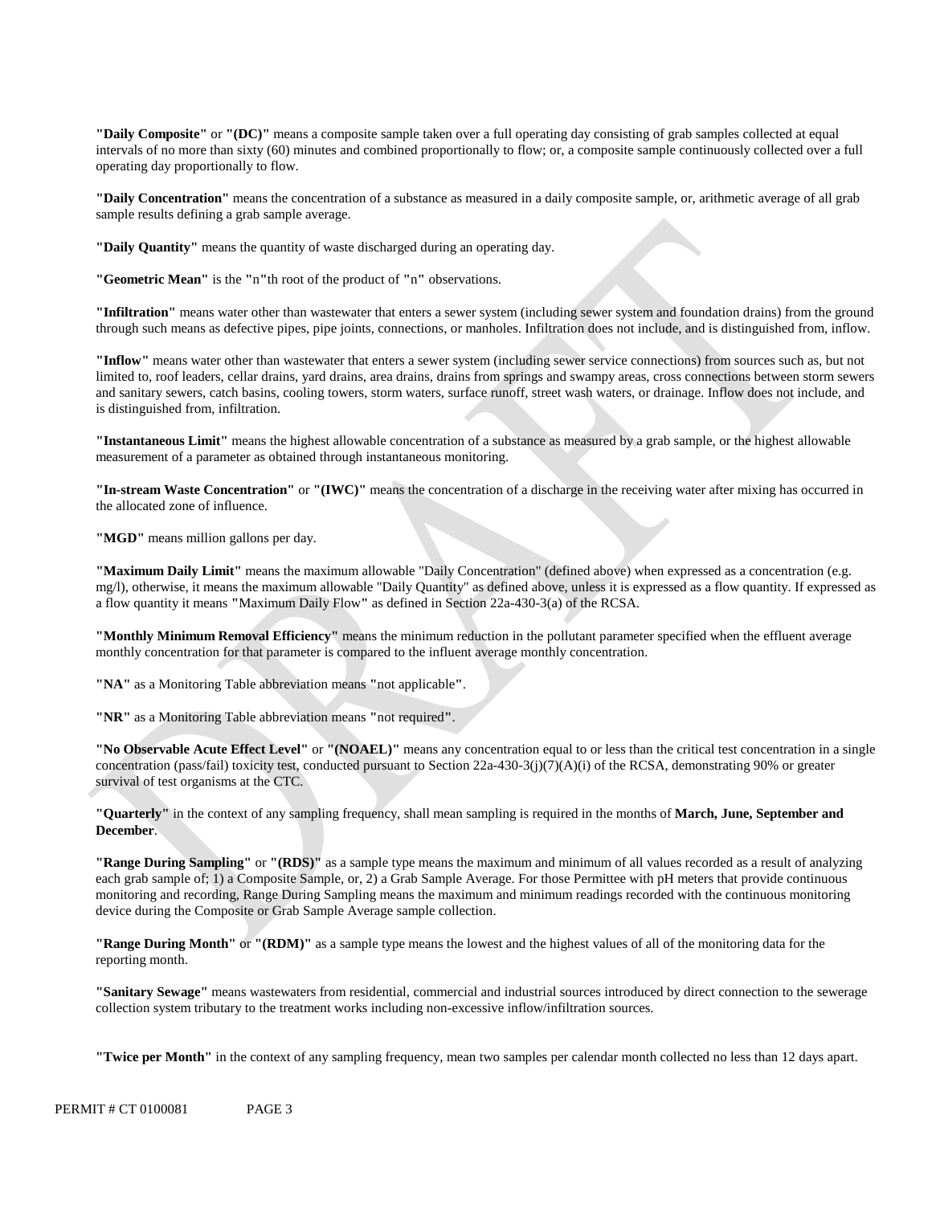**"Daily Composite"** or **"(DC)"** means a composite sample taken over a full operating day consisting of grab samples collected at equal intervals of no more than sixty (60) minutes and combined proportionally to flow; or, a composite sample continuously collected over a full operating day proportionally to flow.

**"Daily Concentration"** means the concentration of a substance as measured in a daily composite sample, or, arithmetic average of all grab sample results defining a grab sample average.

**"Daily Quantity"** means the quantity of waste discharged during an operating day.

**"Geometric Mean"** is the **"**n**"**th root of the product of **"**n**"** observations.

**"Infiltration"** means water other than wastewater that enters a sewer system (including sewer system and foundation drains) from the ground through such means as defective pipes, pipe joints, connections, or manholes. Infiltration does not include, and is distinguished from, inflow.

**"Inflow"** means water other than wastewater that enters a sewer system (including sewer service connections) from sources such as, but not limited to, roof leaders, cellar drains, yard drains, area drains, drains from springs and swampy areas, cross connections between storm sewers and sanitary sewers, catch basins, cooling towers, storm waters, surface runoff, street wash waters, or drainage. Inflow does not include, and is distinguished from, infiltration.

**"Instantaneous Limit"** means the highest allowable concentration of a substance as measured by a grab sample, or the highest allowable measurement of a parameter as obtained through instantaneous monitoring.

**"In-stream Waste Concentration"** or **"(IWC)"** means the concentration of a discharge in the receiving water after mixing has occurred in the allocated zone of influence.

**"MGD"** means million gallons per day.

**"Maximum Daily Limit"** means the maximum allowable "Daily Concentration" (defined above) when expressed as a concentration (e.g. mg/l), otherwise, it means the maximum allowable "Daily Quantity" as defined above, unless it is expressed as a flow quantity. If expressed as a flow quantity it means **"**Maximum Daily Flow**"** as defined in Section 22a-430-3(a) of the RCSA.

**"Monthly Minimum Removal Efficiency"** means the minimum reduction in the pollutant parameter specified when the effluent average monthly concentration for that parameter is compared to the influent average monthly concentration.

**"NA"** as a Monitoring Table abbreviation means **"**not applicable**"**.

**"NR"** as a Monitoring Table abbreviation means **"**not required**"**.

**"No Observable Acute Effect Level"** or **"(NOAEL)"** means any concentration equal to or less than the critical test concentration in a single concentration (pass/fail) toxicity test, conducted pursuant to Section 22a-430-3(j)(7)(A)(i) of the RCSA, demonstrating 90% or greater survival of test organisms at the CTC.

**"Quarterly"** in the context of any sampling frequency, shall mean sampling is required in the months of **March, June, September and December**.

**"Range During Sampling"** or **"(RDS)"** as a sample type means the maximum and minimum of all values recorded as a result of analyzing each grab sample of; 1) a Composite Sample, or, 2) a Grab Sample Average. For those Permittee with pH meters that provide continuous monitoring and recording, Range During Sampling means the maximum and minimum readings recorded with the continuous monitoring device during the Composite or Grab Sample Average sample collection.

**"Range During Month"** or **"(RDM)"** as a sample type means the lowest and the highest values of all of the monitoring data for the reporting month.

**"Sanitary Sewage"** means wastewaters from residential, commercial and industrial sources introduced by direct connection to the sewerage collection system tributary to the treatment works including non-excessive inflow/infiltration sources.

**"Twice per Month"** in the context of any sampling frequency, mean two samples per calendar month collected no less than 12 days apart.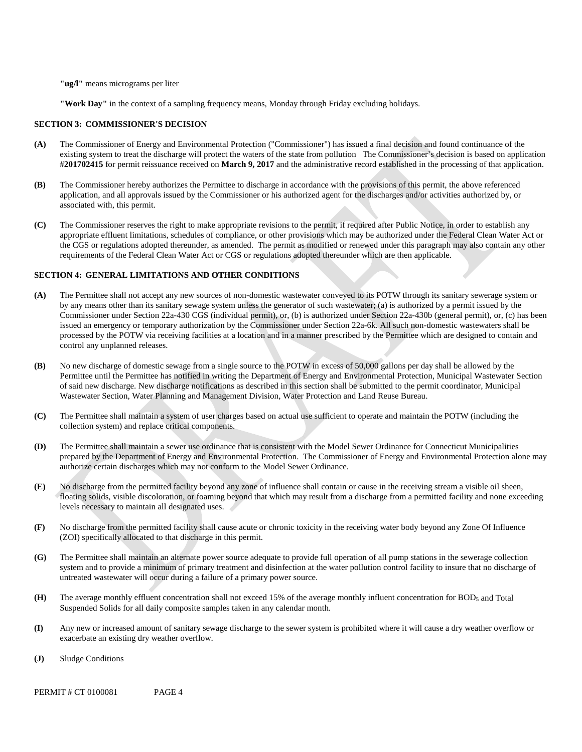**"ug/l"** means micrograms per liter

**"Work Day"** in the context of a sampling frequency means, Monday through Friday excluding holidays.

## SECTION 3: COMMISSIONER'S DECISION

**(A)** The Commissioner of Energy and Environmental Protection ("Commissioner") has issued a final decision and found continuance of the existing system to treat the discharge will protect the waters of the state from pollution The Commissioner's decision is based on application #**201702415** for permit reissuance received on **March 9, 2017** and the administrative record established in the processing of that application.

**(B)** The Commissioner hereby authorizes the Permittee to discharge in accordance with the provisions of this permit, the above referenced application, and all approvals issued by the Commissioner or his authorized agent for the discharges and/or activities authorized by, or associated with, this permit.

**(C)** The Commissioner reserves the right to make appropriate revisions to the permit, if required after Public Notice, in order to establish any appropriate effluent limitations, schedules of compliance, or other provisions which may be authorized under the Federal Clean Water Act or the CGS or regulations adopted thereunder, as amended. The permit as modified or renewed under this paragraph may also contain any other requirements of the Federal Clean Water Act or CGS or regulations adopted thereunder which are then applicable.

## SECTION 4: GENERAL LIMITATIONS AND OTHER CONDITIONS

**(A)** The Permittee shall not accept any new sources of non-domestic wastewater conveyed to its POTW through its sanitary sewerage system or by any means other than its sanitary sewage system unless the generator of such wastewater; (a) is authorized by a permit issued by the Commissioner under Section 22a-430 CGS (individual permit), or, (b) is authorized under Section 22a-430b (general permit), or, (c) has been issued an emergency or temporary authorization by the Commissioner under Section 22a-6k. All such non-domestic wastewaters shall be processed by the POTW via receiving facilities at a location and in a manner prescribed by the Permittee which are designed to contain and control any unplanned releases.

**(B)** No new discharge of domestic sewage from a single source to the POTW in excess of 50,000 gallons per day shall be allowed by the Permittee until the Permittee has notified in writing the Department of Energy and Environmental Protection, Municipal Wastewater Section of said new discharge. New discharge notifications as described in this section shall be submitted to the permit coordinator, Municipal Wastewater Section, Water Planning and Management Division, Water Protection and Land Reuse Bureau.

**(C)** The Permittee shall maintain a system of user charges based on actual use sufficient to operate and maintain the POTW (including the collection system) and replace critical components.

**(D)** The Permittee shall maintain a sewer use ordinance that is consistent with the Model Sewer Ordinance for Connecticut Municipalities prepared by the Department of Energy and Environmental Protection. The Commissioner of Energy and Environmental Protection alone may authorize certain discharges which may not conform to the Model Sewer Ordinance.

**(E)** No discharge from the permitted facility beyond any zone of influence shall contain or cause in the receiving stream a visible oil sheen, floating solids, visible discoloration, or foaming beyond that which may result from a discharge from a permitted facility and none exceeding levels necessary to maintain all designated uses.

**(F)** No discharge from the permitted facility shall cause acute or chronic toxicity in the receiving water body beyond any Zone Of Influence (ZOI) specifically allocated to that discharge in this permit.

**(G)** The Permittee shall maintain an alternate power source adequate to provide full operation of all pump stations in the sewerage collection system and to provide a minimum of primary treatment and disinfection at the water pollution control facility to insure that no discharge of untreated wastewater will occur during a failure of a primary power source.

**(H)** The average monthly effluent concentration shall not exceed 15% of the average monthly influent concentration for $BOD_5$ and Total Suspended Solids for all daily composite samples taken in any calendar month.

**(I)** Any new or increased amount of sanitary sewage discharge to the sewer system is prohibited where it will cause a dry weather overflow or exacerbate an existing dry weather overflow.

**(J)** Sludge Conditions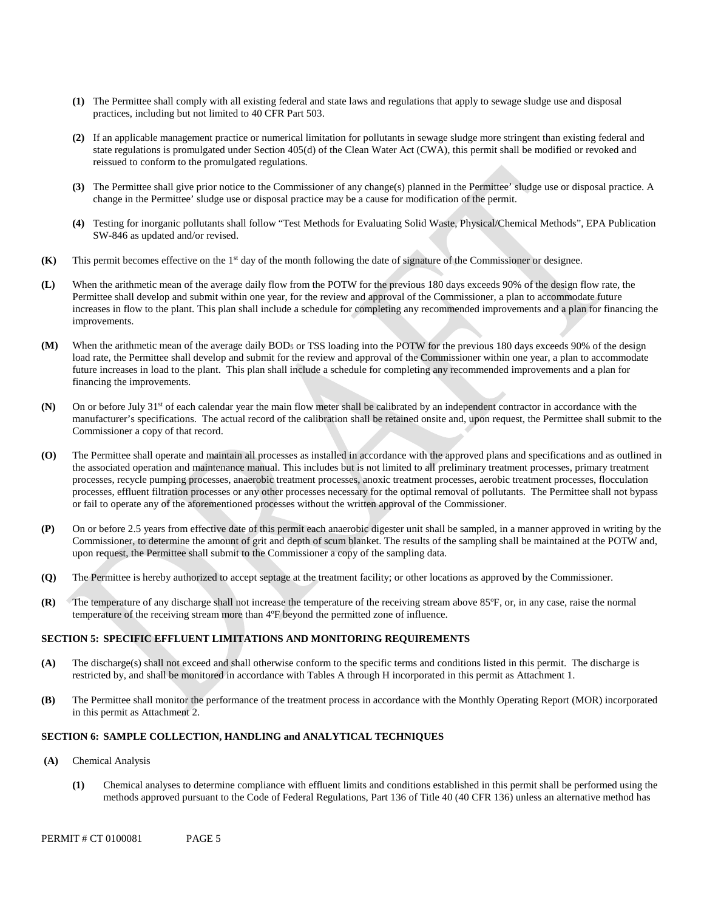**(1)** The Permittee shall comply with all existing federal and state laws and regulations that apply to sewage sludge use and disposal practices, including but not limited to 40 CFR Part 503.

**(2)** If an applicable management practice or numerical limitation for pollutants in sewage sludge more stringent than existing federal and state regulations is promulgated under Section 405(d) of the Clean Water Act (CWA), this permit shall be modified or revoked and reissued to conform to the promulgated regulations.

**(3)** The Permittee shall give prior notice to the Commissioner of any change(s) planned in the Permittee' sludge use or disposal practice. A change in the Permittee' sludge use or disposal practice may be a cause for modification of the permit.

**(4)** Testing for inorganic pollutants shall follow "Test Methods for Evaluating Solid Waste, Physical/Chemical Methods", EPA Publication SW-846 as updated and/or revised.

**(K)** This permit becomes effective on the 1st day of the month following the date of signature of the Commissioner or designee.

**(L)** When the arithmetic mean of the average daily flow from the POTW for the previous 180 days exceeds 90% of the design flow rate, the Permittee shall develop and submit within one year, for the review and approval of the Commissioner, a plan to accommodate future increases in flow to the plant. This plan shall include a schedule for completing any recommended improvements and a plan for financing the improvements.

**(M)** When the arithmetic mean of the average daily $BOD_5$ or TSS loading into the POTW for the previous 180 days exceeds 90% of the design load rate, the Permittee shall develop and submit for the review and approval of the Commissioner within one year, a plan to accommodate future increases in load to the plant. This plan shall include a schedule for completing any recommended improvements and a plan for financing the improvements.

**(N)** On or before July 31st of each calendar year the main flow meter shall be calibrated by an independent contractor in accordance with the manufacturer's specifications. The actual record of the calibration shall be retained onsite and, upon request, the Permittee shall submit to the Commissioner a copy of that record.

**(O)** The Permittee shall operate and maintain all processes as installed in accordance with the approved plans and specifications and as outlined in the associated operation and maintenance manual. This includes but is not limited to all preliminary treatment processes, primary treatment processes, recycle pumping processes, anaerobic treatment processes, anoxic treatment processes, aerobic treatment processes, flocculation processes, effluent filtration processes or any other processes necessary for the optimal removal of pollutants. The Permittee shall not bypass or fail to operate any of the aforementioned processes without the written approval of the Commissioner.

**(P)** On or before 2.5 years from effective date of this permit each anaerobic digester unit shall be sampled, in a manner approved in writing by the Commissioner, to determine the amount of grit and depth of scum blanket. The results of the sampling shall be maintained at the POTW and, upon request, the Permittee shall submit to the Commissioner a copy of the sampling data.

**(Q)** The Permittee is hereby authorized to accept septage at the treatment facility; or other locations as approved by the Commissioner.

**(R)** The temperature of any discharge shall not increase the temperature of the receiving stream above 85ºF, or, in any case, raise the normal temperature of the receiving stream more than 4ºF beyond the permitted zone of influence.

## SECTION 5: SPECIFIC EFFLUENT LIMITATIONS AND MONITORING REQUIREMENTS

**(A)** The discharge(s) shall not exceed and shall otherwise conform to the specific terms and conditions listed in this permit. The discharge is restricted by, and shall be monitored in accordance with Tables A through H incorporated in this permit as Attachment 1.

**(B)** The Permittee shall monitor the performance of the treatment process in accordance with the Monthly Operating Report (MOR) incorporated in this permit as Attachment 2.

## SECTION 6: SAMPLE COLLECTION, HANDLING and ANALYTICAL TECHNIQUES

**(A)** Chemical Analysis

**(1)** Chemical analyses to determine compliance with effluent limits and conditions established in this permit shall be performed using the methods approved pursuant to the Code of Federal Regulations, Part 136 of Title 40 (40 CFR 136) unless an alternative method has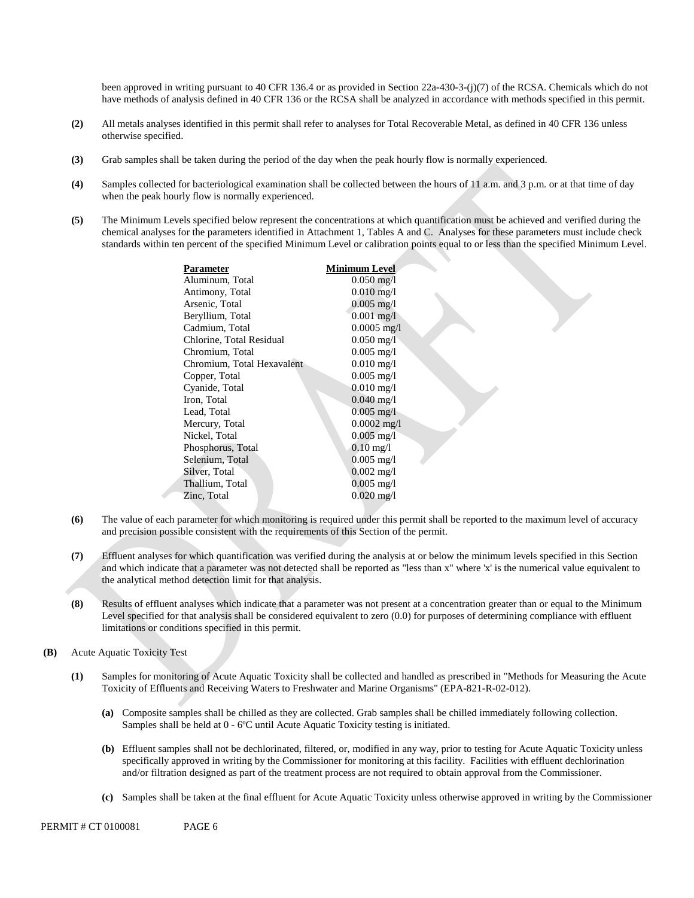been approved in writing pursuant to 40 CFR 136.4 or as provided in Section 22a-430-3-(j)(7) of the RCSA. Chemicals which do not have methods of analysis defined in 40 CFR 136 or the RCSA shall be analyzed in accordance with methods specified in this permit.

**(2)** All metals analyses identified in this permit shall refer to analyses for Total Recoverable Metal, as defined in 40 CFR 136 unless otherwise specified.

**(3)** Grab samples shall be taken during the period of the day when the peak hourly flow is normally experienced.

**(4)** Samples collected for bacteriological examination shall be collected between the hours of 11 a.m. and 3 p.m. or at that time of day when the peak hourly flow is normally experienced.

**(5)** The Minimum Levels specified below represent the concentrations at which quantification must be achieved and verified during the chemical analyses for the parameters identified in Attachment 1, Tables A and C. Analyses for these parameters must include check standards within ten percent of the specified Minimum Level or calibration points equal to or less than the specified Minimum Level.

| Parameter | Minimum Level |
| --- | --- |
| Aluminum, Total | 0.050 mg/l |
| Antimony, Total | 0.010 mg/l |
| Arsenic, Total | 0.005 mg/l |
| Beryllium, Total | 0.001 mg/l |
| Cadmium, Total | 0.0005 mg/l |
| Chlorine, Total Residual | 0.050 mg/l |
| Chromium, Total | 0.005 mg/l |
| Chromium, Total Hexavalent | 0.010 mg/l |
| Copper, Total | 0.005 mg/l |
| Cyanide, Total | 0.010 mg/l |
| Iron, Total | 0.040 mg/l |
| Lead, Total | 0.005 mg/l |
| Mercury, Total | 0.0002 mg/l |
| Nickel, Total | 0.005 mg/l |
| Phosphorus, Total | 0.10 mg/l |
| Selenium, Total | 0.005 mg/l |
| Silver, Total | 0.002 mg/l |
| Thallium, Total | 0.005 mg/l |
| Zinc, Total | 0.020 mg/l |

**(6)** The value of each parameter for which monitoring is required under this permit shall be reported to the maximum level of accuracy and precision possible consistent with the requirements of this Section of the permit.

**(7)** Effluent analyses for which quantification was verified during the analysis at or below the minimum levels specified in this Section and which indicate that a parameter was not detected shall be reported as "less than x" where 'x' is the numerical value equivalent to the analytical method detection limit for that analysis.

**(8)** Results of effluent analyses which indicate that a parameter was not present at a concentration greater than or equal to the Minimum Level specified for that analysis shall be considered equivalent to zero (0.0) for purposes of determining compliance with effluent limitations or conditions specified in this permit.

**(B)** Acute Aquatic Toxicity Test

**(1)** Samples for monitoring of Acute Aquatic Toxicity shall be collected and handled as prescribed in "Methods for Measuring the Acute Toxicity of Effluents and Receiving Waters to Freshwater and Marine Organisms" (EPA-821-R-02-012).

**(a)** Composite samples shall be chilled as they are collected. Grab samples shall be chilled immediately following collection. Samples shall be held at 0 - 6ºC until Acute Aquatic Toxicity testing is initiated.

**(b)** Effluent samples shall not be dechlorinated, filtered, or, modified in any way, prior to testing for Acute Aquatic Toxicity unless specifically approved in writing by the Commissioner for monitoring at this facility. Facilities with effluent dechlorination and/or filtration designed as part of the treatment process are not required to obtain approval from the Commissioner.

**(c)** Samples shall be taken at the final effluent for Acute Aquatic Toxicity unless otherwise approved in writing by the Commissioner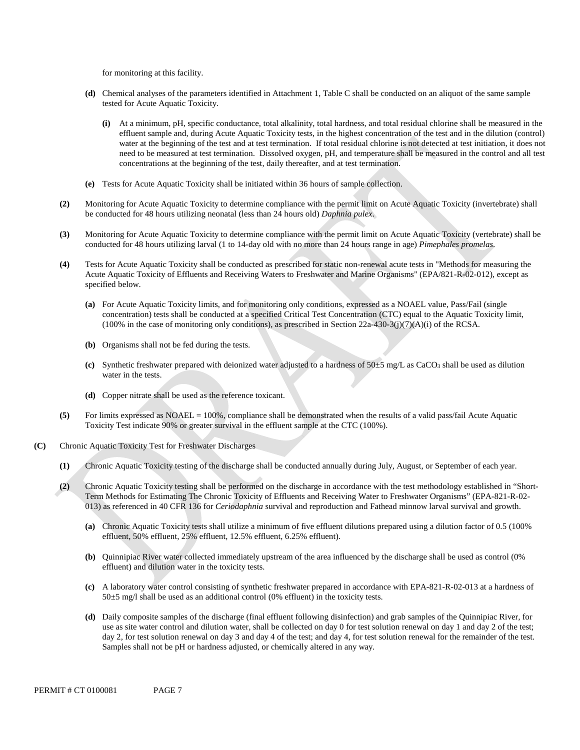for monitoring at this facility.

**(d)** Chemical analyses of the parameters identified in Attachment 1, Table C shall be conducted on an aliquot of the same sample tested for Acute Aquatic Toxicity.

**(i)** At a minimum, pH, specific conductance, total alkalinity, total hardness, and total residual chlorine shall be measured in the effluent sample and, during Acute Aquatic Toxicity tests, in the highest concentration of the test and in the dilution (control) water at the beginning of the test and at test termination. If total residual chlorine is not detected at test initiation, it does not need to be measured at test termination. Dissolved oxygen, pH, and temperature shall be measured in the control and all test concentrations at the beginning of the test, daily thereafter, and at test termination.

**(e)** Tests for Acute Aquatic Toxicity shall be initiated within 36 hours of sample collection.

**(2)** Monitoring for Acute Aquatic Toxicity to determine compliance with the permit limit on Acute Aquatic Toxicity (invertebrate) shall be conducted for 48 hours utilizing neonatal (less than 24 hours old) *Daphnia pulex*.

**(3)** Monitoring for Acute Aquatic Toxicity to determine compliance with the permit limit on Acute Aquatic Toxicity (vertebrate) shall be conducted for 48 hours utilizing larval (1 to 14-day old with no more than 24 hours range in age) *Pimephales promelas*.

**(4)** Tests for Acute Aquatic Toxicity shall be conducted as prescribed for static non-renewal acute tests in "Methods for measuring the Acute Aquatic Toxicity of Effluents and Receiving Waters to Freshwater and Marine Organisms" (EPA/821-R-02-012), except as specified below.

**(a)** For Acute Aquatic Toxicity limits, and for monitoring only conditions, expressed as a NOAEL value, Pass/Fail (single concentration) tests shall be conducted at a specified Critical Test Concentration (CTC) equal to the Aquatic Toxicity limit, (100% in the case of monitoring only conditions), as prescribed in Section 22a-430-3(j)(7)(A)(i) of the RCSA.

**(b)** Organisms shall not be fed during the tests.

**(c)** Synthetic freshwater prepared with deionized water adjusted to a hardness of 50±5 mg/L as $CaCO_3$ shall be used as dilution water in the tests.

**(d)** Copper nitrate shall be used as the reference toxicant.

**(5)** For limits expressed as NOAEL = 100%, compliance shall be demonstrated when the results of a valid pass/fail Acute Aquatic Toxicity Test indicate 90% or greater survival in the effluent sample at the CTC (100%).

**(C)** Chronic Aquatic Toxicity Test for Freshwater Discharges

**(1)** Chronic Aquatic Toxicity testing of the discharge shall be conducted annually during July, August, or September of each year.

**(2)** Chronic Aquatic Toxicity testing shall be performed on the discharge in accordance with the test methodology established in "Short-Term Methods for Estimating The Chronic Toxicity of Effluents and Receiving Water to Freshwater Organisms" (EPA-821-R-02-013) as referenced in 40 CFR 136 for *Ceriodaphnia* survival and reproduction and Fathead minnow larval survival and growth.

**(a)** Chronic Aquatic Toxicity tests shall utilize a minimum of five effluent dilutions prepared using a dilution factor of 0.5 (100% effluent, 50% effluent, 25% effluent, 12.5% effluent, 6.25% effluent).

**(b)** Quinnipiac River water collected immediately upstream of the area influenced by the discharge shall be used as control (0% effluent) and dilution water in the toxicity tests.

**(c)** A laboratory water control consisting of synthetic freshwater prepared in accordance with EPA-821-R-02-013 at a hardness of 50±5 mg/l shall be used as an additional control (0% effluent) in the toxicity tests.

**(d)** Daily composite samples of the discharge (final effluent following disinfection) and grab samples of the Quinnipiac River, for use as site water control and dilution water, shall be collected on day 0 for test solution renewal on day 1 and day 2 of the test; day 2, for test solution renewal on day 3 and day 4 of the test; and day 4, for test solution renewal for the remainder of the test. Samples shall not be pH or hardness adjusted, or chemically altered in any way.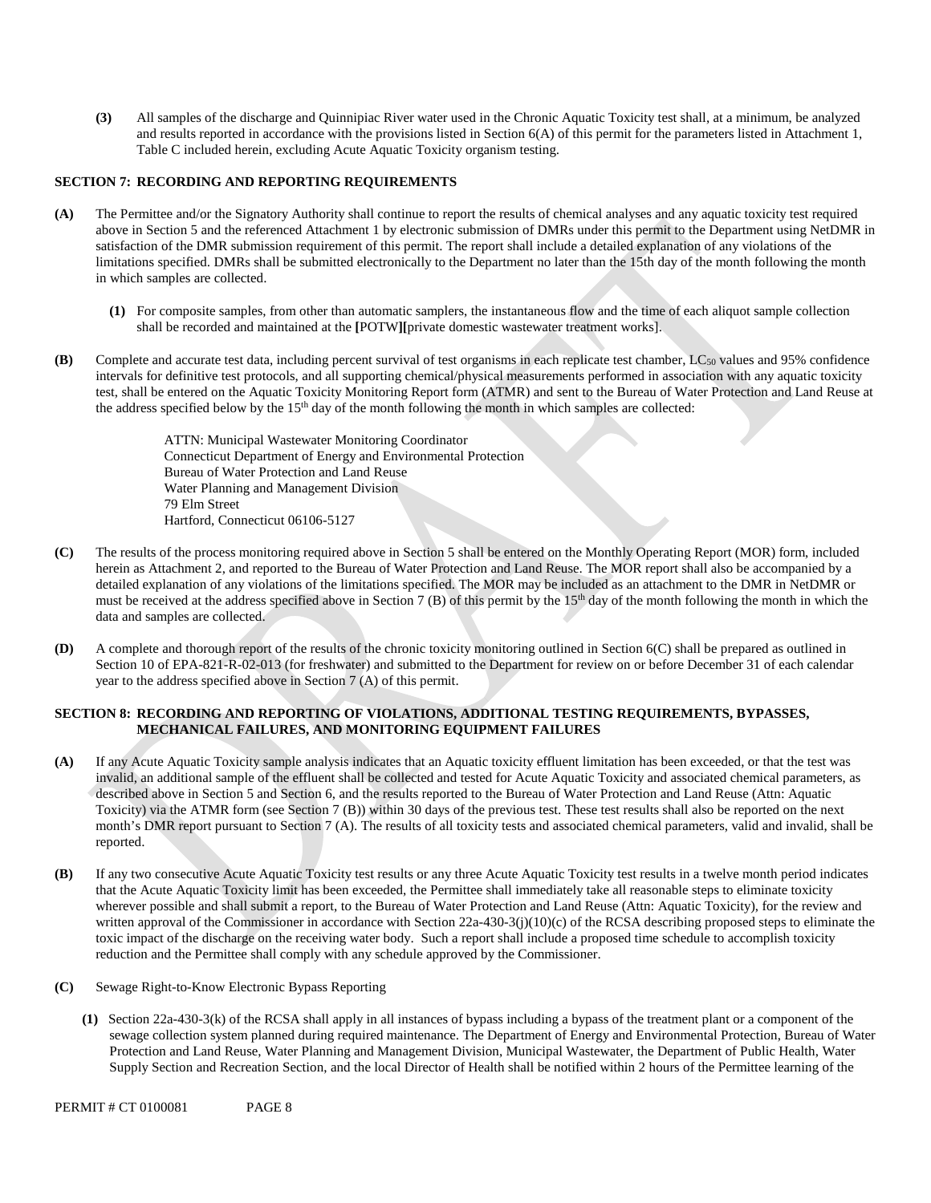**(3)** All samples of the discharge and Quinnipiac River water used in the Chronic Aquatic Toxicity test shall, at a minimum, be analyzed and results reported in accordance with the provisions listed in Section 6(A) of this permit for the parameters listed in Attachment 1, Table C included herein, excluding Acute Aquatic Toxicity organism testing.

## SECTION 7: RECORDING AND REPORTING REQUIREMENTS

**(A)** The Permittee and/or the Signatory Authority shall continue to report the results of chemical analyses and any aquatic toxicity test required above in Section 5 and the referenced Attachment 1 by electronic submission of DMRs under this permit to the Department using NetDMR in satisfaction of the DMR submission requirement of this permit. The report shall include a detailed explanation of any violations of the limitations specified. DMRs shall be submitted electronically to the Department no later than the 15th day of the month following the month in which samples are collected.

**(1)** For composite samples, from other than automatic samplers, the instantaneous flow and the time of each aliquot sample collection shall be recorded and maintained at the **[**POTW**][**private domestic wastewater treatment works].

**(B)** Complete and accurate test data, including percent survival of test organisms in each replicate test chamber, $LC_{50}$ values and 95% confidence intervals for definitive test protocols, and all supporting chemical/physical measurements performed in association with any aquatic toxicity test, shall be entered on the Aquatic Toxicity Monitoring Report form (ATMR) and sent to the Bureau of Water Protection and Land Reuse at the address specified below by the 15th day of the month following the month in which samples are collected:

ATTN: Municipal Wastewater Monitoring Coordinator
Connecticut Department of Energy and Environmental Protection
Bureau of Water Protection and Land Reuse
Water Planning and Management Division
79 Elm Street
Hartford, Connecticut 06106-5127

**(C)** The results of the process monitoring required above in Section 5 shall be entered on the Monthly Operating Report (MOR) form, included herein as Attachment 2, and reported to the Bureau of Water Protection and Land Reuse. The MOR report shall also be accompanied by a detailed explanation of any violations of the limitations specified. The MOR may be included as an attachment to the DMR in NetDMR or must be received at the address specified above in Section 7 (B) of this permit by the 15th day of the month following the month in which the data and samples are collected.

**(D)** A complete and thorough report of the results of the chronic toxicity monitoring outlined in Section 6(C) shall be prepared as outlined in Section 10 of EPA-821-R-02-013 (for freshwater) and submitted to the Department for review on or before December 31 of each calendar year to the address specified above in Section 7 (A) of this permit.

## SECTION 8: RECORDING AND REPORTING OF VIOLATIONS, ADDITIONAL TESTING REQUIREMENTS, BYPASSES, MECHANICAL FAILURES, AND MONITORING EQUIPMENT FAILURES

**(A)** If any Acute Aquatic Toxicity sample analysis indicates that an Aquatic toxicity effluent limitation has been exceeded, or that the test was invalid, an additional sample of the effluent shall be collected and tested for Acute Aquatic Toxicity and associated chemical parameters, as described above in Section 5 and Section 6, and the results reported to the Bureau of Water Protection and Land Reuse (Attn: Aquatic Toxicity) via the ATMR form (see Section 7 (B)) within 30 days of the previous test. These test results shall also be reported on the next month's DMR report pursuant to Section 7 (A). The results of all toxicity tests and associated chemical parameters, valid and invalid, shall be reported.

**(B)** If any two consecutive Acute Aquatic Toxicity test results or any three Acute Aquatic Toxicity test results in a twelve month period indicates that the Acute Aquatic Toxicity limit has been exceeded, the Permittee shall immediately take all reasonable steps to eliminate toxicity wherever possible and shall submit a report, to the Bureau of Water Protection and Land Reuse (Attn: Aquatic Toxicity), for the review and written approval of the Commissioner in accordance with Section 22a-430-3(j)(10)(c) of the RCSA describing proposed steps to eliminate the toxic impact of the discharge on the receiving water body. Such a report shall include a proposed time schedule to accomplish toxicity reduction and the Permittee shall comply with any schedule approved by the Commissioner.

**(C)** Sewage Right-to-Know Electronic Bypass Reporting

**(1)** Section 22a-430-3(k) of the RCSA shall apply in all instances of bypass including a bypass of the treatment plant or a component of the sewage collection system planned during required maintenance. The Department of Energy and Environmental Protection, Bureau of Water Protection and Land Reuse, Water Planning and Management Division, Municipal Wastewater, the Department of Public Health, Water Supply Section and Recreation Section, and the local Director of Health shall be notified within 2 hours of the Permittee learning of the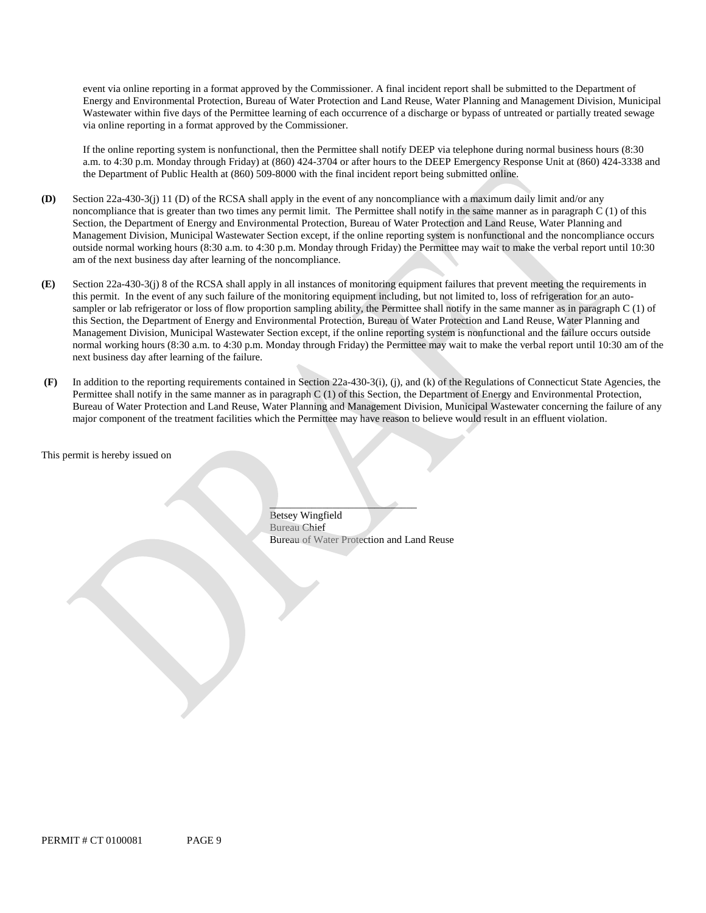event via online reporting in a format approved by the Commissioner. A final incident report shall be submitted to the Department of Energy and Environmental Protection, Bureau of Water Protection and Land Reuse, Water Planning and Management Division, Municipal Wastewater within five days of the Permittee learning of each occurrence of a discharge or bypass of untreated or partially treated sewage via online reporting in a format approved by the Commissioner.

If the online reporting system is nonfunctional, then the Permittee shall notify DEEP via telephone during normal business hours (8:30 a.m. to 4:30 p.m. Monday through Friday) at (860) 424-3704 or after hours to the DEEP Emergency Response Unit at (860) 424-3338 and the Department of Public Health at (860) 509-8000 with the final incident report being submitted online.

**(D)** Section 22a-430-3(j) 11 (D) of the RCSA shall apply in the event of any noncompliance with a maximum daily limit and/or any noncompliance that is greater than two times any permit limit. The Permittee shall notify in the same manner as in paragraph C (1) of this Section, the Department of Energy and Environmental Protection, Bureau of Water Protection and Land Reuse, Water Planning and Management Division, Municipal Wastewater Section except, if the online reporting system is nonfunctional and the noncompliance occurs outside normal working hours (8:30 a.m. to 4:30 p.m. Monday through Friday) the Permittee may wait to make the verbal report until 10:30 am of the next business day after learning of the noncompliance.

**(E)** Section 22a-430-3(j) 8 of the RCSA shall apply in all instances of monitoring equipment failures that prevent meeting the requirements in this permit. In the event of any such failure of the monitoring equipment including, but not limited to, loss of refrigeration for an auto-sampler or lab refrigerator or loss of flow proportion sampling ability, the Permittee shall notify in the same manner as in paragraph C (1) of this Section, the Department of Energy and Environmental Protection, Bureau of Water Protection and Land Reuse, Water Planning and Management Division, Municipal Wastewater Section except, if the online reporting system is nonfunctional and the failure occurs outside normal working hours (8:30 a.m. to 4:30 p.m. Monday through Friday) the Permittee may wait to make the verbal report until 10:30 am of the next business day after learning of the failure.

**(F)** In addition to the reporting requirements contained in Section 22a-430-3(i), (j), and (k) of the Regulations of Connecticut State Agencies, the Permittee shall notify in the same manner as in paragraph C (1) of this Section, the Department of Energy and Environmental Protection, Bureau of Water Protection and Land Reuse, Water Planning and Management Division, Municipal Wastewater concerning the failure of any major component of the treatment facilities which the Permittee may have reason to believe would result in an effluent violation.

This permit is hereby issued on

\_\_\_\_\_\_\_\_\_\_\_\_\_\_\_\_\_\_\_\_\_\_\_\_\_\_\_\_
Betsey Wingfield
Bureau Chief
Bureau of Water Protection and Land Reuse

PERMIT # CT 0100081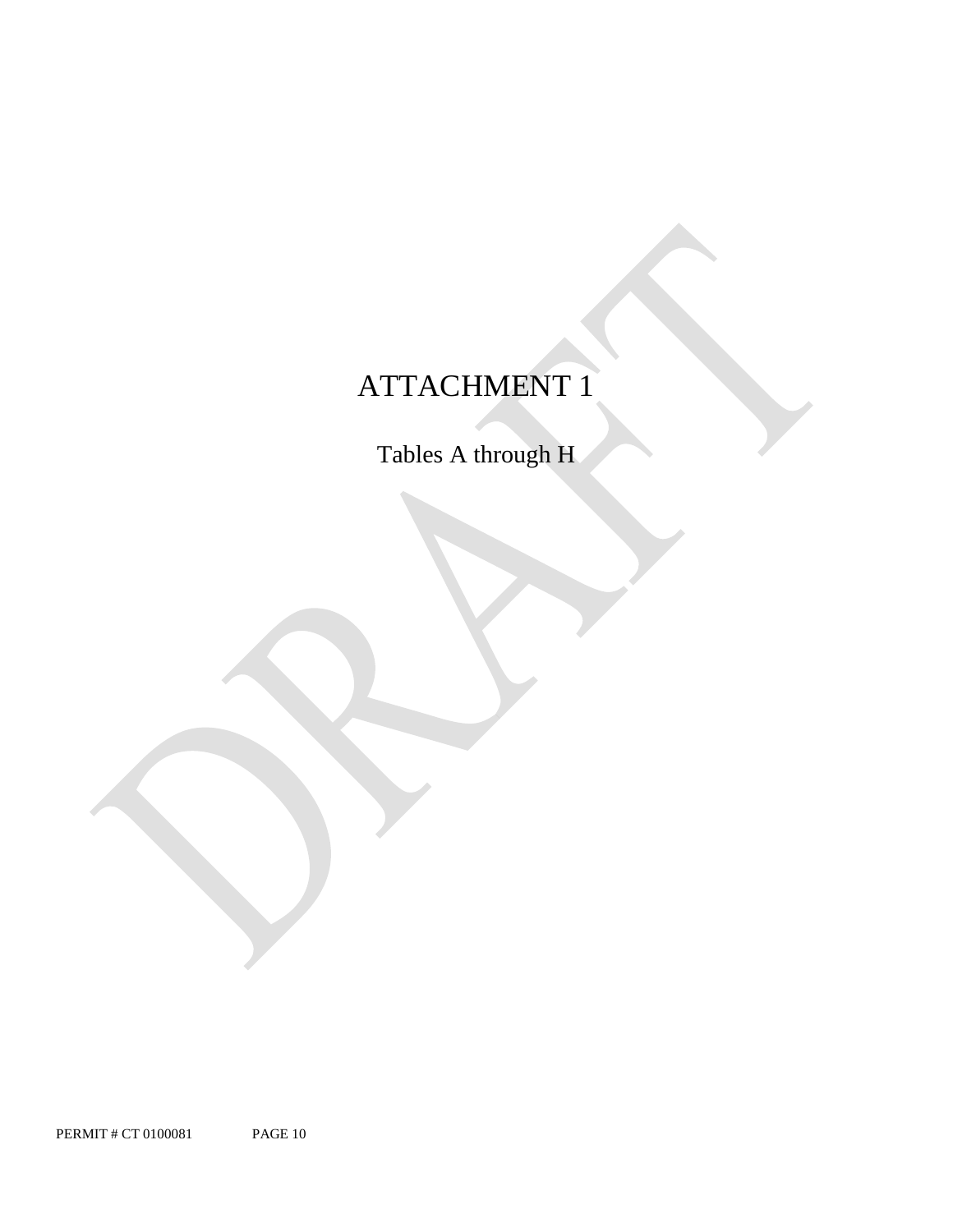# ATTACHMENT 1

Tables A through H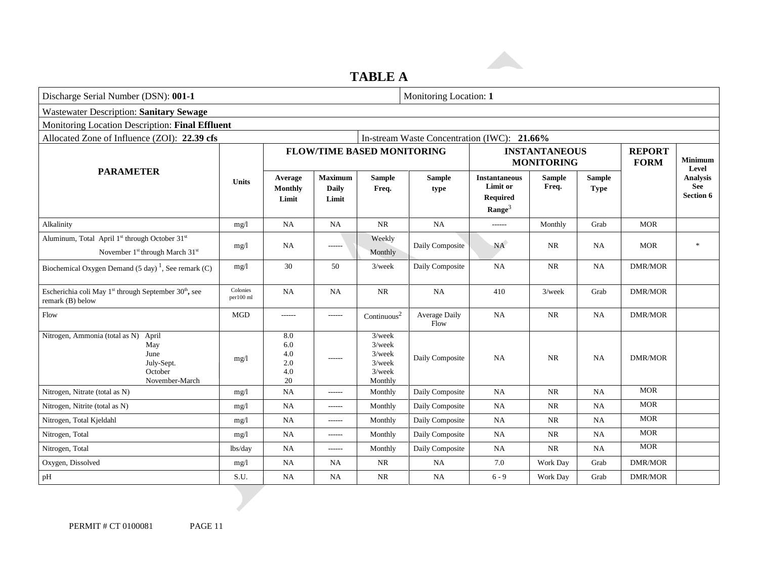# TABLE A

| Discharge Serial Number (DSN): **001-1** | | | | | | Monitoring Location: **1** | | | | |
|---|---|---|---|---|---|---|---|---|---|---|
| Wastewater Description: **Sanitary Sewage** | | | | | | | | | | |
| Monitoring Location Description: **Final Effluent** | | | | | | | | | | |
| Allocated Zone of Influence (ZOI): **22.39 cfs** | | | | | In-stream Waste Concentration (IWC): **21.66%** | | | | | |
| **PARAMETER** | **Units** | **FLOW/TIME BASED MONITORING** | | | | **INSTANTANEOUS MONITORING** | | | **REPORT FORM** | **Minimum Level Analysis See Section 6** |
| | | **Average Monthly Limit** | **Maximum Daily Limit** | **Sample Freq.** | **Sample type** | **Instantaneous Limit or Required Range**[3] | **Sample Freq.** | **Sample Type** | | |
| Alkalinity | mg/l | NA | NA | NR | NA | ------ | Monthly | Grab | MOR | |
| Aluminum, Total April 1st through October 31st<br>November 1st through March 31st | mg/l | NA | ------ | Weekly<br>Monthly | Daily Composite | NA | NR | NA | MOR | * |
| Biochemical Oxygen Demand (5 day) [1], See remark (C) | mg/l | 30 | 50 | 3/week | Daily Composite | NA | NR | NA | DMR/MOR | |
| Escherichia coli May 1st through September 30th, see remark (B) below | Colonies per100 ml | NA | NA | NR | NA | 410 | 3/week | Grab | DMR/MOR | |
| Flow | MGD | ------ | ------ | Continuous[2] | Average Daily Flow | NA | NR | NA | DMR/MOR | |
| Nitrogen, Ammonia (total as N) April<br>May<br>June<br>July-Sept.<br>October<br>November-March | mg/l | 8.0<br>6.0<br>4.0<br>2.0<br>4.0<br>20 | ------ | 3/week<br>3/week<br>3/week<br>3/week<br>3/week<br>Monthly | Daily Composite | NA | NR | NA | DMR/MOR | |
| Nitrogen, Nitrate (total as N) | mg/l | NA | ------ | Monthly | Daily Composite | NA | NR | NA | MOR | |
| Nitrogen, Nitrite (total as N) | mg/l | NA | ------ | Monthly | Daily Composite | NA | NR | NA | MOR | |
| Nitrogen, Total Kjeldahl | mg/l | NA | ------ | Monthly | Daily Composite | NA | NR | NA | MOR | |
| Nitrogen, Total | mg/l | NA | ------ | Monthly | Daily Composite | NA | NR | NA | MOR | |
| Nitrogen, Total | lbs/day | NA | ------ | Monthly | Daily Composite | NA | NR | NA | MOR | |
| Oxygen, Dissolved | mg/l | NA | NA | NR | NA | 7.0 | Work Day | Grab | DMR/MOR | |
| pH | S.U. | NA | NA | NR | NA | 6 - 9 | Work Day | Grab | DMR/MOR | |

PERMIT # CT 0100081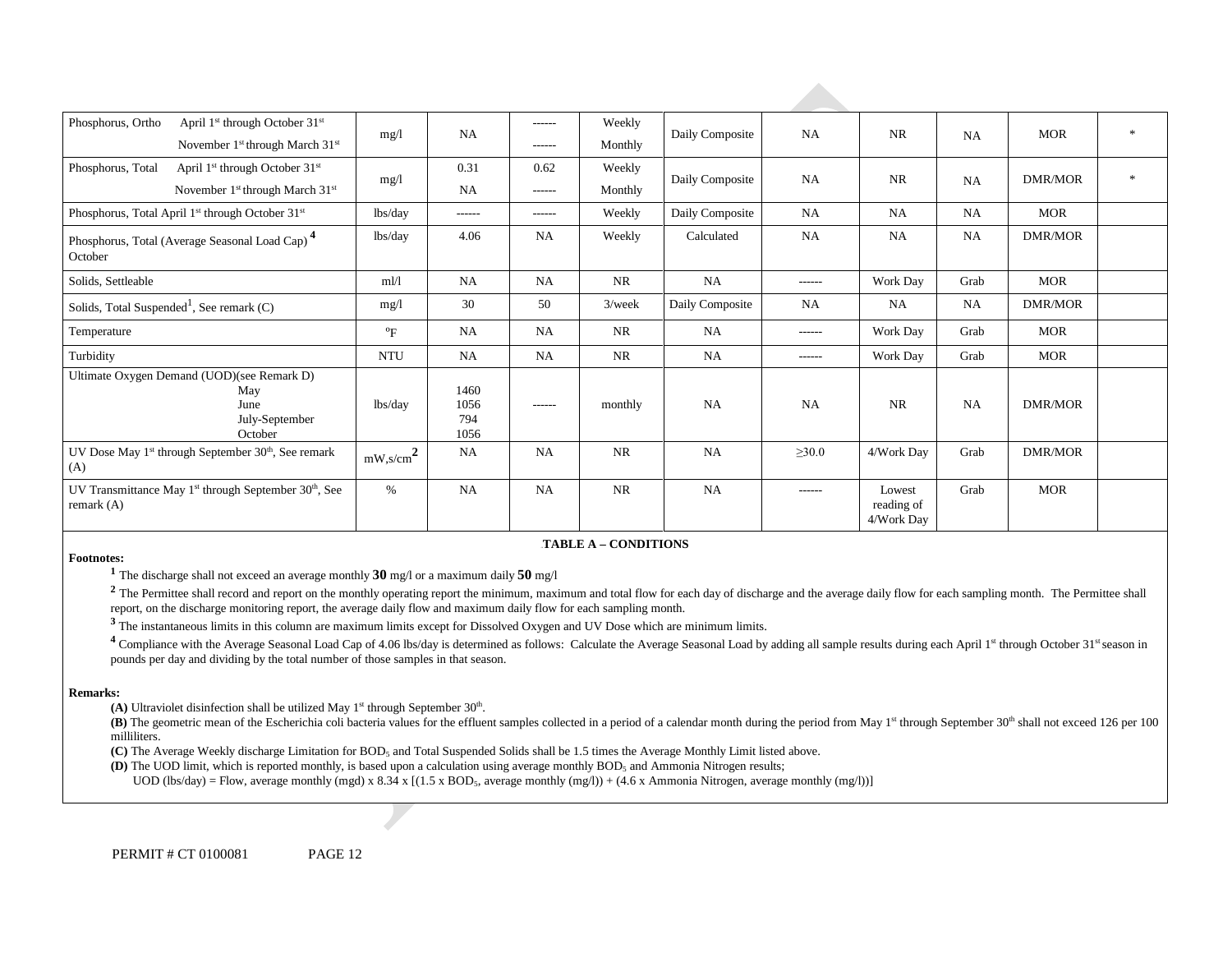| Phosphorus, Ortho April 1st through October 31st<br>November 1st through March 31st | mg/l | NA | ------<br>------ | Weekly<br>Monthly | Daily Composite | NA | NR | NA | MOR | * |
|---|---|---|---|---|---|---|---|---|---|---|
| Phosphorus, Total April 1st through October 31st<br>November 1st through March 31st | mg/l | 0.31<br>NA | 0.62<br>------ | Weekly<br>Monthly | Daily Composite | NA | NR | NA | DMR/MOR | * |
| Phosphorus, Total April 1st through October 31st | lbs/day | ------ | ------ | Weekly | Daily Composite | NA | NA | NA | MOR | |
| Phosphorus, Total (Average Seasonal Load Cap) [4] October | lbs/day | 4.06 | NA | Weekly | Calculated | NA | NA | NA | DMR/MOR | |
| Solids, Settleable | ml/l | NA | NA | NR | NA | ------ | Work Day | Grab | MOR | |
| Solids, Total Suspended[1], See remark (C) | mg/l | 30 | 50 | 3/week | Daily Composite | NA | NA | NA | DMR/MOR | |
| Temperature | °F | NA | NA | NR | NA | ------ | Work Day | Grab | MOR | |
| Turbidity | NTU | NA | NA | NR | NA | ------ | Work Day | Grab | MOR | |
| Ultimate Oxygen Demand (UOD)(see Remark D)<br>May<br>June<br>July-September<br>October | lbs/day | 1460<br>1056<br>794<br>1056 | ------ | monthly | NA | NA | NR | NA | DMR/MOR | |
| UV Dose May 1st through September 30th, See remark (A) | $mW,s/cm^2$ | NA | NA | NR | NA | ≥30.0 | 4/Work Day | Grab | DMR/MOR | |
| UV Transmittance May 1st through September 30th, See remark (A) | % | NA | NA | NR | NA | ------ | Lowest reading of 4/Work Day | Grab | MOR | |

**TABLE A – CONDITIONS**

**Footnotes:**

[1] The discharge shall not exceed an average monthly **30** mg/l or a maximum daily **50** mg/l

[2] The Permittee shall record and report on the monthly operating report the minimum, maximum and total flow for each day of discharge and the average daily flow for each sampling month. The Permittee shall report, on the discharge monitoring report, the average daily flow and maximum daily flow for each sampling month.

[3] The instantaneous limits in this column are maximum limits except for Dissolved Oxygen and UV Dose which are minimum limits.

[4] Compliance with the Average Seasonal Load Cap of 4.06 lbs/day is determined as follows: Calculate the Average Seasonal Load by adding all sample results during each April 1st through October 31st season in pounds per day and dividing by the total number of those samples in that season.

**Remarks:**

**(A)** Ultraviolet disinfection shall be utilized May 1st through September 30th.

**(B)** The geometric mean of the Escherichia coli bacteria values for the effluent samples collected in a period of a calendar month during the period from May 1st through September 30th shall not exceed 126 per 100 milliliters.

**(C)** The Average Weekly discharge Limitation for $BOD_5$ and Total Suspended Solids shall be 1.5 times the Average Monthly Limit listed above.

**(D)** The UOD limit, which is reported monthly, is based upon a calculation using average monthly $BOD_5$ and Ammonia Nitrogen results;

UOD (lbs/day) = Flow, average monthly (mgd) x 8.34 x [(1.5 x $BOD_5$, average monthly (mg/l)) + (4.6 x Ammonia Nitrogen, average monthly (mg/l))]

PERMIT # CT 0100081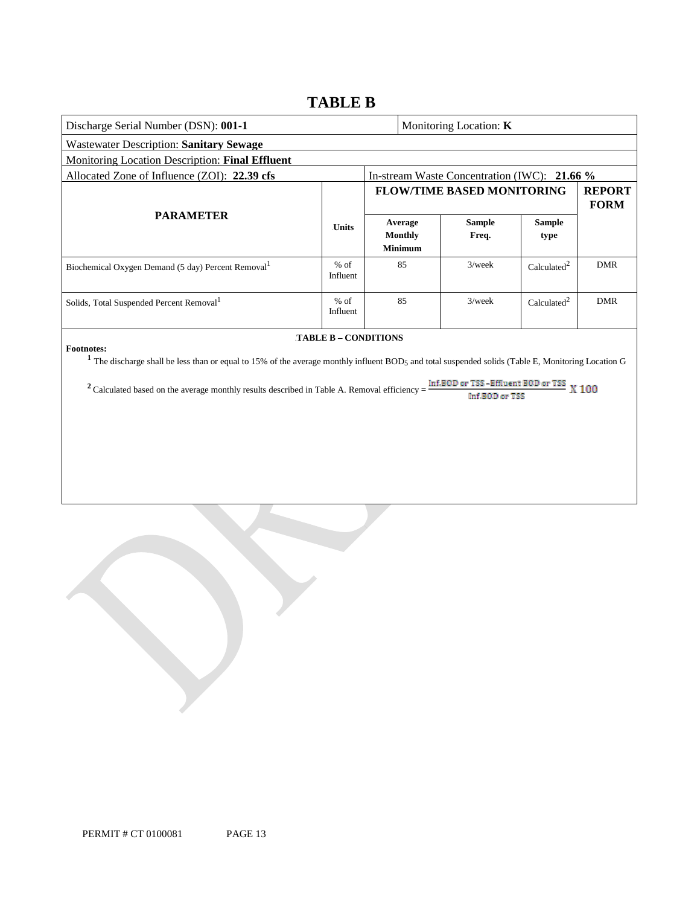# TABLE B

| Discharge Serial Number (DSN): **001-1** | | Monitoring Location: **K** | | | |
|---|---|---|---|---|---|
| Wastewater Description: **Sanitary Sewage** | | | | | |
| Monitoring Location Description: **Final Effluent** | | | | | |
| Allocated Zone of Influence (ZOI): **22.39 cfs** | | In-stream Waste Concentration (IWC): **21.66 %** | | | |
| **PARAMETER** | **Units** | **FLOW/TIME BASED MONITORING** | | | **REPORT FORM** |
| | | **Average Monthly Minimum** | **Sample Freq.** | **Sample type** | |
| Biochemical Oxygen Demand (5 day) Percent Removal[1] | % of Influent | 85 | 3/week | Calculated[2] | DMR |
| Solids, Total Suspended Percent Removal[1] | % of Influent | 85 | 3/week | Calculated[2] | DMR |

**TABLE B – CONDITIONS**

**Footnotes:**

[1] The discharge shall be less than or equal to 15% of the average monthly influent $BOD_5$ and total suspended solids (Table E, Monitoring Location G

[2] Calculated based on the average monthly results described in Table A. Removal efficiency = $\frac{\text{Inf.BOD or TSS} - \text{Effluent BOD or TSS}}{\text{Inf.BOD or TSS}} \times 100$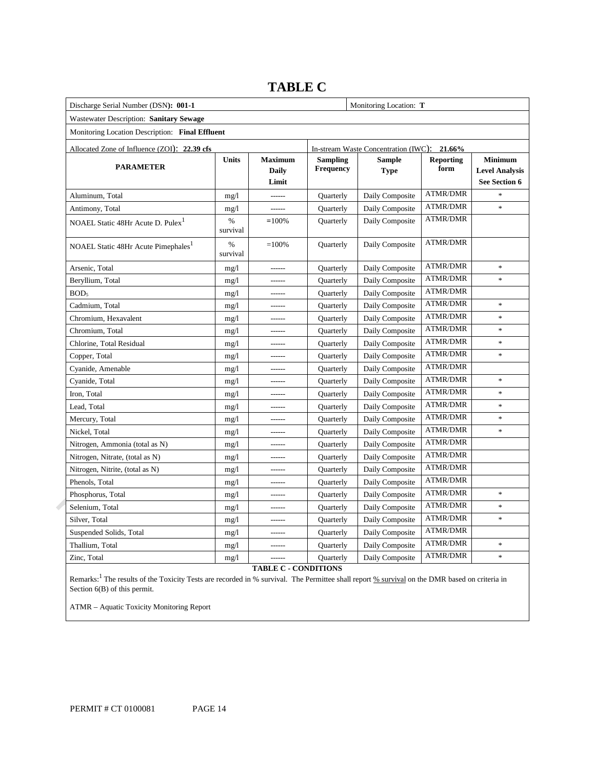# TABLE C

| Discharge Serial Number (DSN): **001-1** | | | | Monitoring Location: **T** | | |
|---|---|---|---|---|---|---|
| Wastewater Description: **Sanitary Sewage** | | | | | | |
| Monitoring Location Description: **Final Effluent** | | | | | | |
| Allocated Zone of Influence (ZOI): **22.39 cfs** | | | In-stream Waste Concentration (IWC): **21.66%** | | | |
| **PARAMETER** | **Units** | **Maximum Daily Limit** | **Sampling Frequency** | **Sample Type** | **Reporting form** | **Minimum Level Analysis See Section 6** |
| Aluminum, Total | mg/l | ------ | Quarterly | Daily Composite | ATMR/DMR | * |
| Antimony, Total | mg/l | ------ | Quarterly | Daily Composite | ATMR/DMR | * |
| NOAEL Static 48Hr Acute D. Pulex[1] | % survival | =100% | Quarterly | Daily Composite | ATMR/DMR | |
| NOAEL Static 48Hr Acute Pimephales[1] | % survival | =100% | Quarterly | Daily Composite | ATMR/DMR | |
| Arsenic, Total | mg/l | ------ | Quarterly | Daily Composite | ATMR/DMR | * |
| Beryllium, Total | mg/l | ------ | Quarterly | Daily Composite | ATMR/DMR | * |
| $BOD_5$ | mg/l | ------ | Quarterly | Daily Composite | ATMR/DMR | |
| Cadmium, Total | mg/l | ------ | Quarterly | Daily Composite | ATMR/DMR | * |
| Chromium, Hexavalent | mg/l | ------ | Quarterly | Daily Composite | ATMR/DMR | * |
| Chromium, Total | mg/l | ------ | Quarterly | Daily Composite | ATMR/DMR | * |
| Chlorine, Total Residual | mg/l | ------ | Quarterly | Daily Composite | ATMR/DMR | * |
| Copper, Total | mg/l | ------ | Quarterly | Daily Composite | ATMR/DMR | * |
| Cyanide, Amenable | mg/l | ------ | Quarterly | Daily Composite | ATMR/DMR | |
| Cyanide, Total | mg/l | ------ | Quarterly | Daily Composite | ATMR/DMR | * |
| Iron, Total | mg/l | ------ | Quarterly | Daily Composite | ATMR/DMR | * |
| Lead, Total | mg/l | ------ | Quarterly | Daily Composite | ATMR/DMR | * |
| Mercury, Total | mg/l | ------ | Quarterly | Daily Composite | ATMR/DMR | * |
| Nickel, Total | mg/l | ------ | Quarterly | Daily Composite | ATMR/DMR | * |
| Nitrogen, Ammonia (total as N) | mg/l | ------ | Quarterly | Daily Composite | ATMR/DMR | |
| Nitrogen, Nitrate, (total as N) | mg/l | ------ | Quarterly | Daily Composite | ATMR/DMR | |
| Nitrogen, Nitrite, (total as N) | mg/l | ------ | Quarterly | Daily Composite | ATMR/DMR | |
| Phenols, Total | mg/l | ------ | Quarterly | Daily Composite | ATMR/DMR | |
| Phosphorus, Total | mg/l | ------ | Quarterly | Daily Composite | ATMR/DMR | * |
| Selenium, Total | mg/l | ------ | Quarterly | Daily Composite | ATMR/DMR | * |
| Silver, Total | mg/l | ------ | Quarterly | Daily Composite | ATMR/DMR | * |
| Suspended Solids, Total | mg/l | ------ | Quarterly | Daily Composite | ATMR/DMR | |
| Thallium, Total | mg/l | ------ | Quarterly | Daily Composite | ATMR/DMR | * |
| Zinc, Total | mg/l | ------ | Quarterly | Daily Composite | ATMR/DMR | * |

**TABLE C - CONDITIONS**

Remarks:[1] The results of the Toxicity Tests are recorded in % survival. The Permittee shall report % survival on the DMR based on criteria in Section 6(B) of this permit.

ATMR – Aquatic Toxicity Monitoring Report

PERMIT # CT 0100081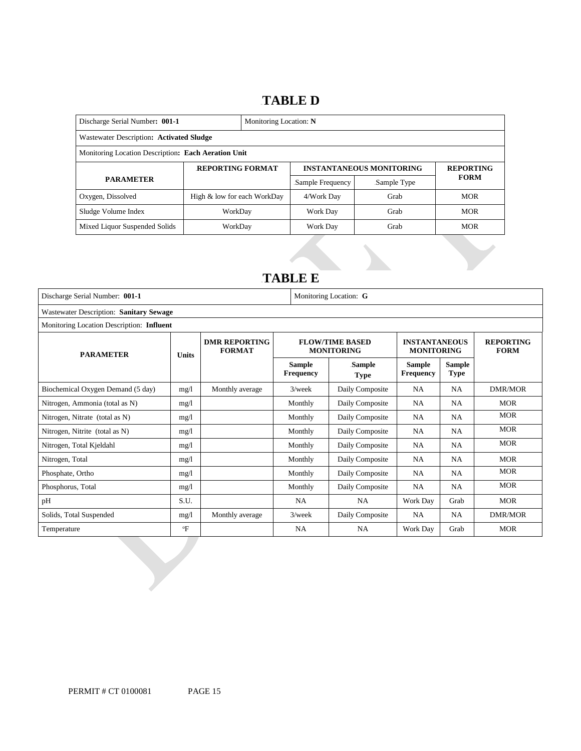# TABLE D

| Discharge Serial Number: **001-1** | Monitoring Location: **N** | | | |
|---|---|---|---|---|
| Wastewater Description: **Activated Sludge** | | | | |
| Monitoring Location Description: **Each Aeration Unit** | | | | |
| **PARAMETER** | **REPORTING FORMAT** | **INSTANTANEOUS MONITORING** | | **REPORTING FORM** |
| | | Sample Frequency | Sample Type | |
| Oxygen, Dissolved | High & low for each WorkDay | 4/Work Day | Grab | MOR |
| Sludge Volume Index | WorkDay | Work Day | Grab | MOR |
| Mixed Liquor Suspended Solids | WorkDay | Work Day | Grab | MOR |

# TABLE E

| Discharge Serial Number: **001-1** | | | Monitoring Location: **G** | | | | |
|---|---|---|---|---|---|---|---|
| Wastewater Description: **Sanitary Sewage** | | | | | | | |
| Monitoring Location Description: **Influent** | | | | | | | |
| **PARAMETER** | **Units** | **DMR REPORTING FORMAT** | **FLOW/TIME BASED MONITORING** | | **INSTANTANEOUS MONITORING** | | **REPORTING FORM** |
| | | | **Sample Frequency** | **Sample Type** | **Sample Frequency** | **Sample Type** | |
| Biochemical Oxygen Demand (5 day) | mg/l | Monthly average | 3/week | Daily Composite | NA | NA | DMR/MOR |
| Nitrogen, Ammonia (total as N) | mg/l | | Monthly | Daily Composite | NA | NA | MOR |
| Nitrogen, Nitrate (total as N) | mg/l | | Monthly | Daily Composite | NA | NA | MOR |
| Nitrogen, Nitrite (total as N) | mg/l | | Monthly | Daily Composite | NA | NA | MOR |
| Nitrogen, Total Kjeldahl | mg/l | | Monthly | Daily Composite | NA | NA | MOR |
| Nitrogen, Total | mg/l | | Monthly | Daily Composite | NA | NA | MOR |
| Phosphate, Ortho | mg/l | | Monthly | Daily Composite | NA | NA | MOR |
| Phosphorus, Total | mg/l | | Monthly | Daily Composite | NA | NA | MOR |
| pH | S.U. | | NA | NA | Work Day | Grab | MOR |
| Solids, Total Suspended | mg/l | Monthly average | 3/week | Daily Composite | NA | NA | DMR/MOR |
| Temperature | °F | | NA | NA | Work Day | Grab | MOR |

PERMIT # CT 0100081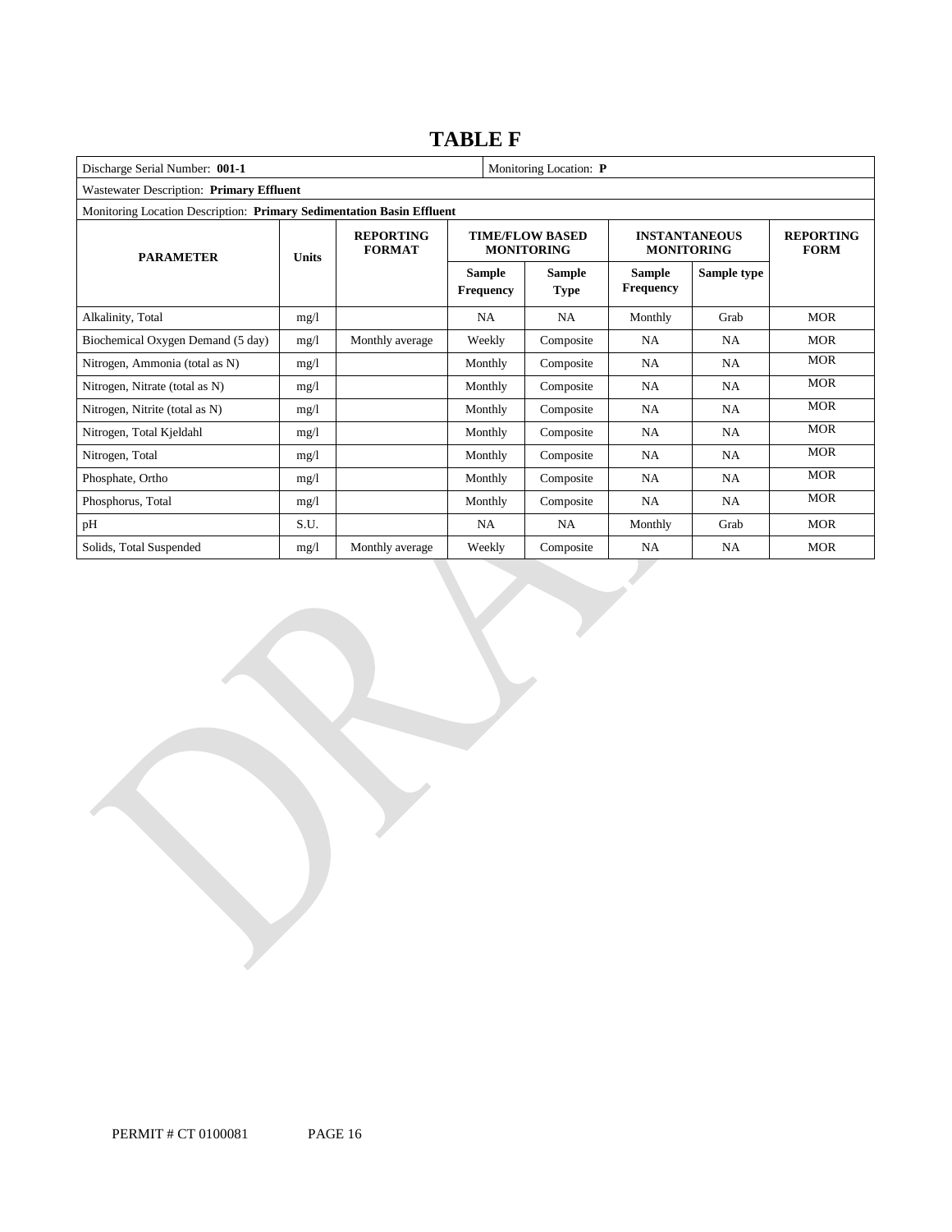# TABLE F

| Discharge Serial Number: **001-1** | | | | Monitoring Location: **P** | | | |
|---|---|---|---|---|---|---|---|
| Wastewater Description: **Primary Effluent** | | | | | | | |
| Monitoring Location Description: **Primary Sedimentation Basin Effluent** | | | | | | | |
| **PARAMETER** | **Units** | **REPORTING FORMAT** | **TIME/FLOW BASED MONITORING** | | **INSTANTANEOUS MONITORING** | | **REPORTING FORM** |
| | | | **Sample Frequency** | **Sample Type** | **Sample Frequency** | **Sample type** | |
| Alkalinity, Total | mg/l | | NA | NA | Monthly | Grab | MOR |
| Biochemical Oxygen Demand (5 day) | mg/l | Monthly average | Weekly | Composite | NA | NA | MOR |
| Nitrogen, Ammonia (total as N) | mg/l | | Monthly | Composite | NA | NA | MOR |
| Nitrogen, Nitrate (total as N) | mg/l | | Monthly | Composite | NA | NA | MOR |
| Nitrogen, Nitrite (total as N) | mg/l | | Monthly | Composite | NA | NA | MOR |
| Nitrogen, Total Kjeldahl | mg/l | | Monthly | Composite | NA | NA | MOR |
| Nitrogen, Total | mg/l | | Monthly | Composite | NA | NA | MOR |
| Phosphate, Ortho | mg/l | | Monthly | Composite | NA | NA | MOR |
| Phosphorus, Total | mg/l | | Monthly | Composite | NA | NA | MOR |
| pH | S.U. | | NA | NA | Monthly | Grab | MOR |
| Solids, Total Suspended | mg/l | Monthly average | Weekly | Composite | NA | NA | MOR |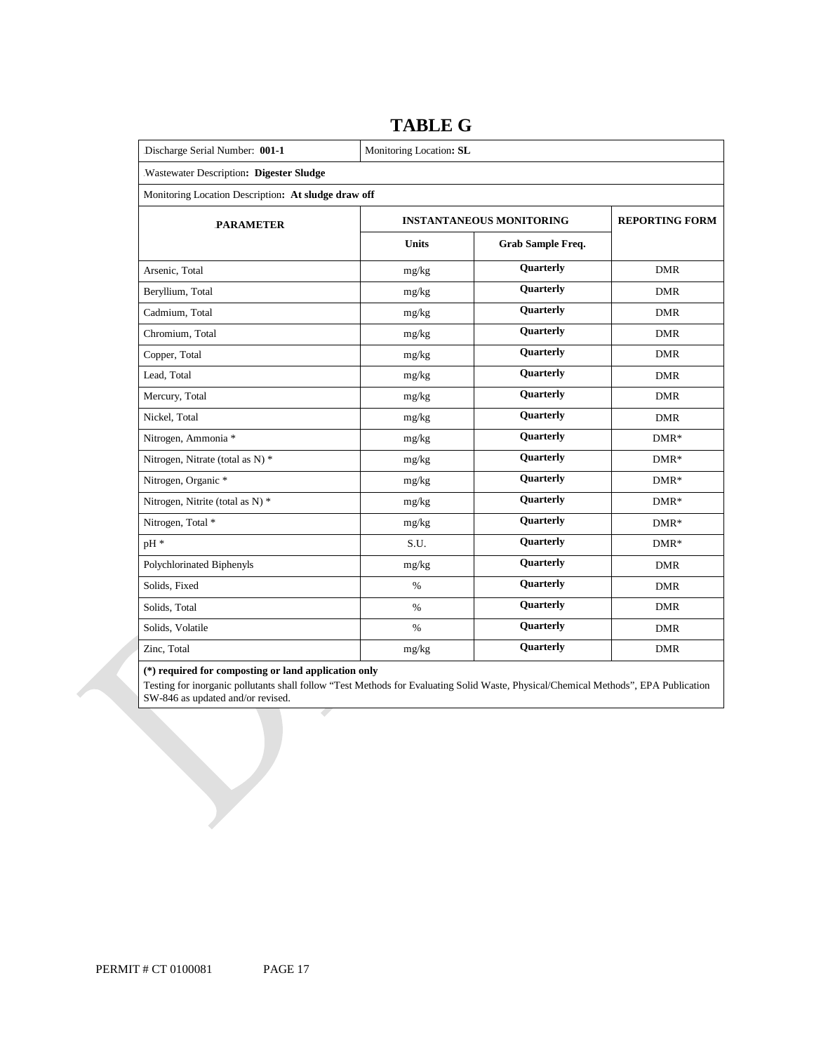# TABLE G

| Discharge Serial Number: **001-1** | Monitoring Location**: SL** | | |
|---|---|---|---|
| Wastewater Description**: Digester Sludge** | | | |
| Monitoring Location Description**: At sludge draw off** | | | |
| **PARAMETER** | **INSTANTANEOUS MONITORING** | | **REPORTING FORM** |
| | **Units** | **Grab Sample Freq.** | |
| Arsenic, Total | mg/kg | **Quarterly** | DMR |
| Beryllium, Total | mg/kg | **Quarterly** | DMR |
| Cadmium, Total | mg/kg | **Quarterly** | DMR |
| Chromium, Total | mg/kg | **Quarterly** | DMR |
| Copper, Total | mg/kg | **Quarterly** | DMR |
| Lead, Total | mg/kg | **Quarterly** | DMR |
| Mercury, Total | mg/kg | **Quarterly** | DMR |
| Nickel, Total | mg/kg | **Quarterly** | DMR |
| Nitrogen, Ammonia * | mg/kg | **Quarterly** | DMR* |
| Nitrogen, Nitrate (total as N) * | mg/kg | **Quarterly** | DMR* |
| Nitrogen, Organic * | mg/kg | **Quarterly** | DMR* |
| Nitrogen, Nitrite (total as N) * | mg/kg | **Quarterly** | DMR* |
| Nitrogen, Total * | mg/kg | **Quarterly** | DMR* |
| pH * | S.U. | **Quarterly** | DMR* |
| Polychlorinated Biphenyls | mg/kg | **Quarterly** | DMR |
| Solids, Fixed | % | **Quarterly** | DMR |
| Solids, Total | % | **Quarterly** | DMR |
| Solids, Volatile | % | **Quarterly** | DMR |
| Zinc, Total | mg/kg | **Quarterly** | DMR |

**(*) required for composting or land application only**

Testing for inorganic pollutants shall follow "Test Methods for Evaluating Solid Waste, Physical/Chemical Methods", EPA Publication SW-846 as updated and/or revised.

PERMIT # CT 0100081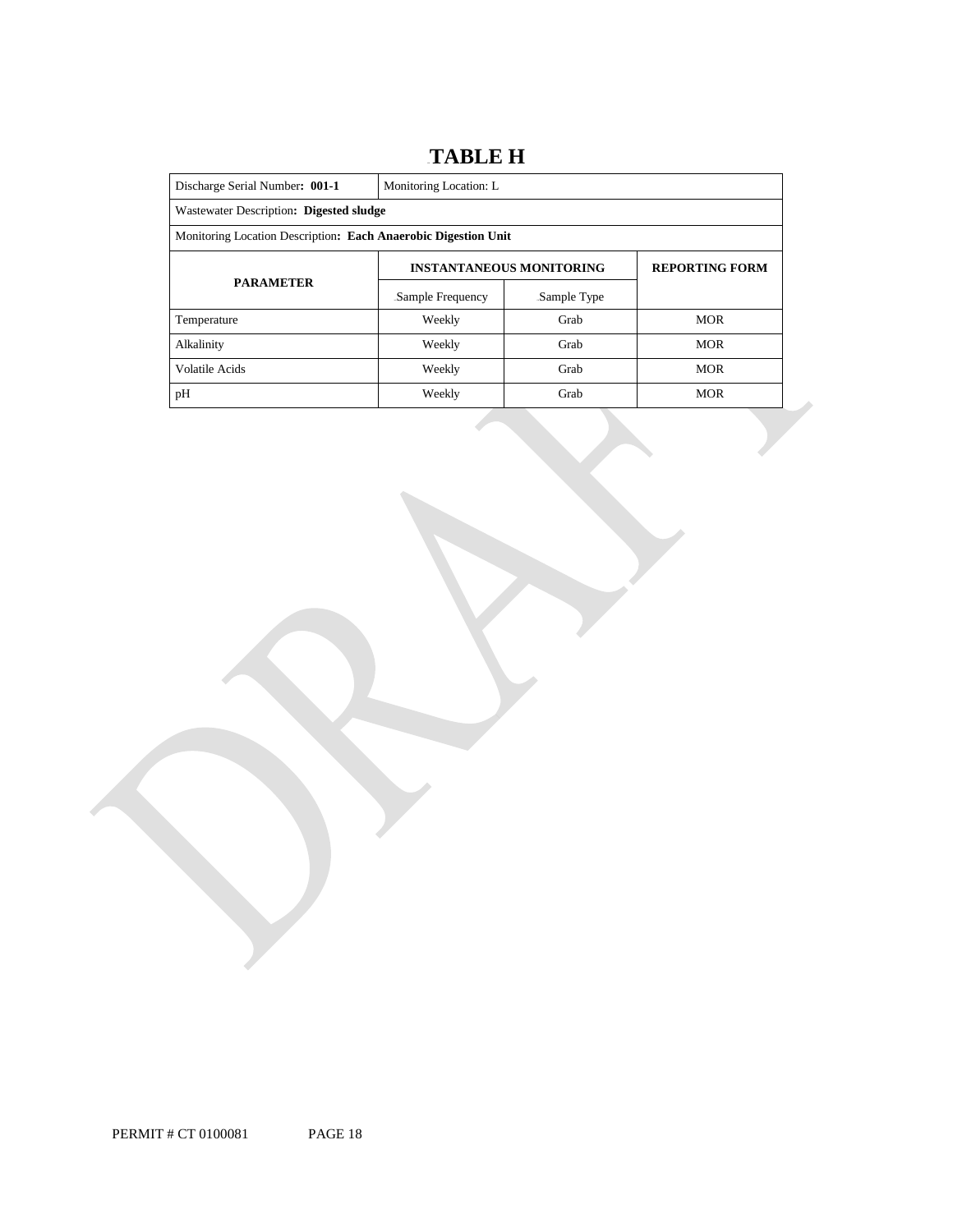# TABLE H

| Discharge Serial Number: **001-1** | Monitoring Location: L | | |
|---|---|---|---|
| Wastewater Description**: Digested sludge** | | | |
| Monitoring Location Description**: Each Anaerobic Digestion Unit** | | | |
| **PARAMETER** | **INSTANTANEOUS MONITORING** | | **REPORTING FORM** |
| | Sample Frequency | Sample Type | |
| Temperature | Weekly | Grab | MOR |
| Alkalinity | Weekly | Grab | MOR |
| Volatile Acids | Weekly | Grab | MOR |
| pH | Weekly | Grab | MOR |

PERMIT # CT 0100081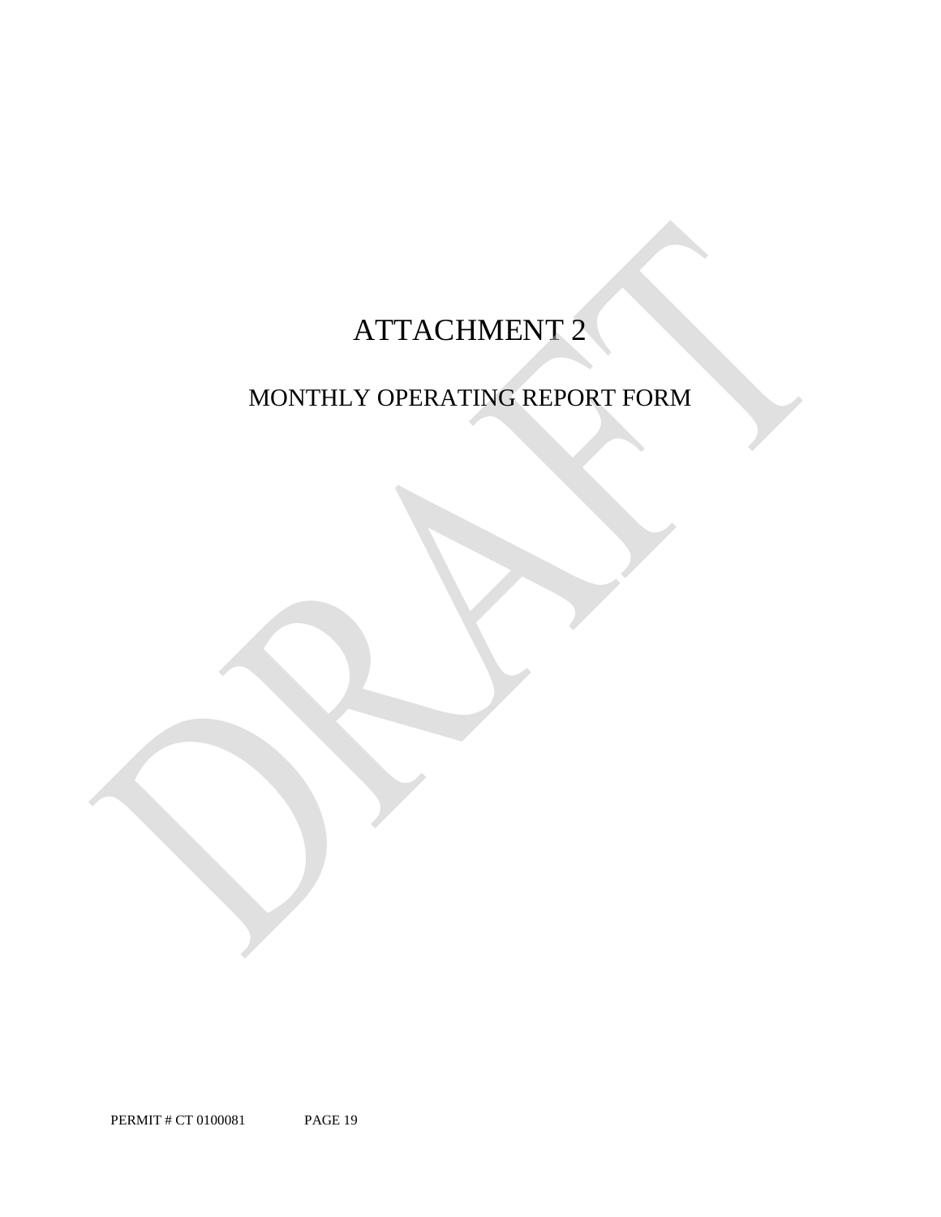# ATTACHMENT 2

## MONTHLY OPERATING REPORT FORM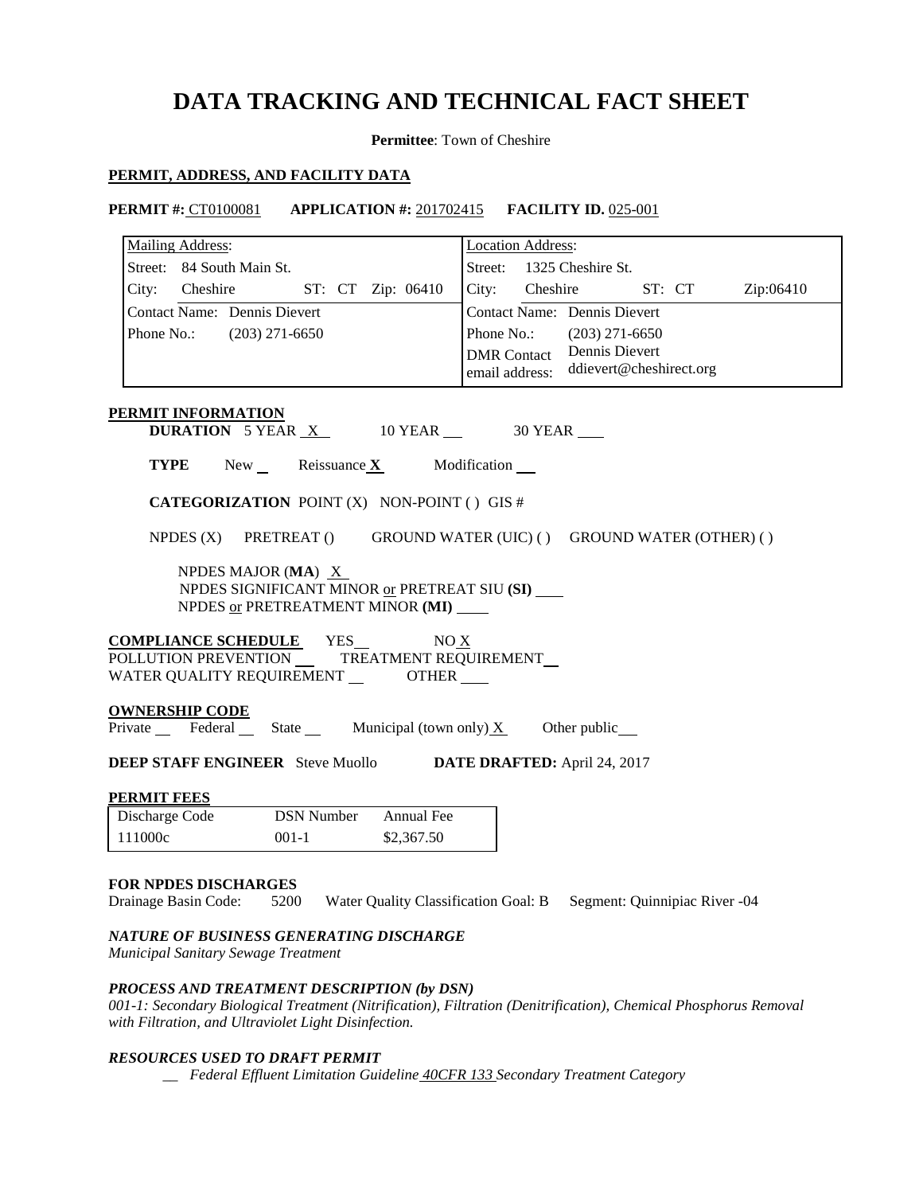# DATA TRACKING AND TECHNICAL FACT SHEET

**Permittee**: Town of Cheshire

**PERMIT, ADDRESS, AND FACILITY DATA**

**PERMIT #:** CT0100081 **APPLICATION #:** 201702415 **FACILITY ID.** 025-001

| Mailing Address: | Location Address: |
|---|---|
| Street: 84 South Main St. | Street: 1325 Cheshire St. |
| City: Cheshire ST: CT Zip: 06410 | City: Cheshire ST: CT Zip:06410 |
| Contact Name: Dennis Dievert | Contact Name: Dennis Dievert |
| Phone No.: (203) 271-6650 | Phone No.: (203) 271-6650 |
| | DMR Contact email address: Dennis Dievert ddievert@cheshirect.org |

**PERMIT INFORMATION**

**DURATION** 5 YEAR X 10 YEAR __ 30 YEAR __

**TYPE** New __ Reissuance **X** Modification __

**CATEGORIZATION** POINT (X) NON-POINT ( ) GIS #

NPDES (X) PRETREAT () GROUND WATER (UIC) ( ) GROUND WATER (OTHER) ( )

NPDES MAJOR (**MA**) X
NPDES SIGNIFICANT MINOR or PRETREAT SIU **(SI)** __
NPDES or PRETREATMENT MINOR **(MI)** __

**COMPLIANCE SCHEDULE** YES__ NO X
POLLUTION PREVENTION __ TREATMENT REQUIREMENT __
WATER QUALITY REQUIREMENT __ OTHER __

**OWNERSHIP CODE**
Private __ Federal __ State __ Municipal (town only) X Other public __

**DEEP STAFF ENGINEER** Steve Muollo **DATE DRAFTED:** April 24, 2017

**PERMIT FEES**

| Discharge Code | DSN Number | Annual Fee |
|---|---|---|
| 111000c | 001-1 | $2,367.50 |

**FOR NPDES DISCHARGES**
Drainage Basin Code: 5200 Water Quality Classification Goal: B Segment: Quinnipiac River -04

***NATURE OF BUSINESS GENERATING DISCHARGE***
*Municipal Sanitary Sewage Treatment*

***PROCESS AND TREATMENT DESCRIPTION (by DSN)***
*001-1: Secondary Biological Treatment (Nitrification), Filtration (Denitrification), Chemical Phosphorus Removal with Filtration, and Ultraviolet Light Disinfection.*

***RESOURCES USED TO DRAFT PERMIT***

__ *Federal Effluent Limitation Guideline 40CFR 133 Secondary Treatment Category*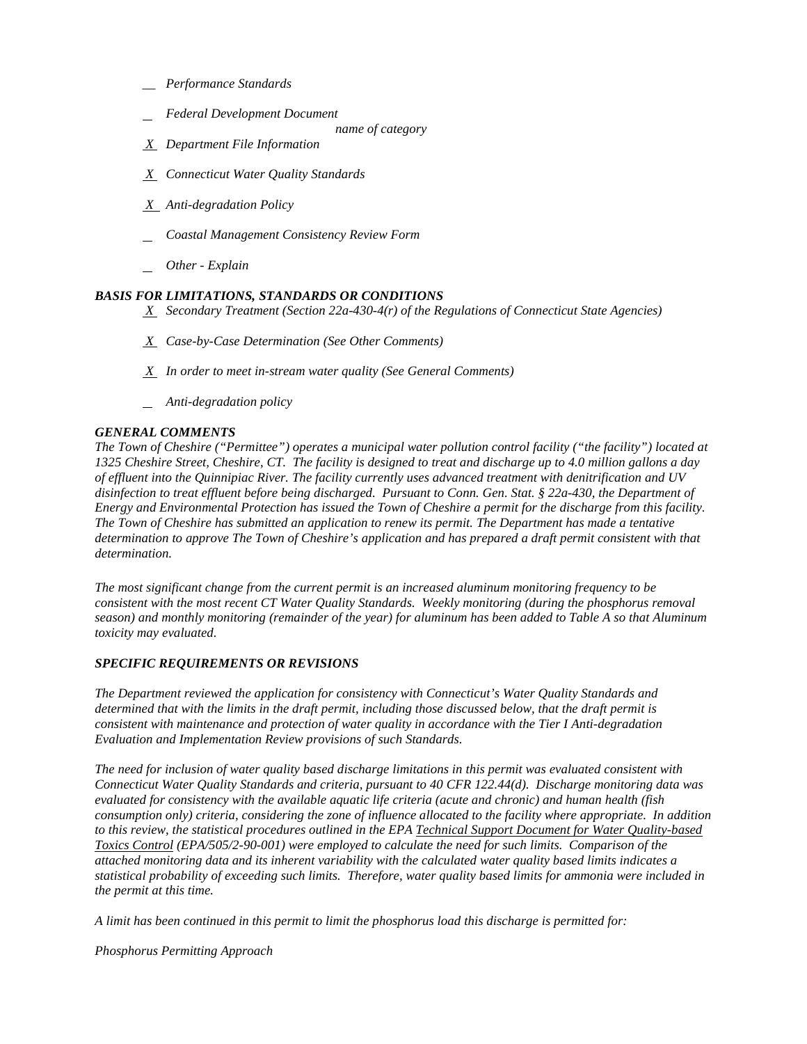*__ Performance Standards*

*_ Federal Development Document*
*name of category*

*X Department File Information*

*X Connecticut Water Quality Standards*

*X Anti-degradation Policy*

*_ Coastal Management Consistency Review Form*

*_ Other - Explain*

### *BASIS FOR LIMITATIONS, STANDARDS OR CONDITIONS*

*X Secondary Treatment (Section 22a-430-4(r) of the Regulations of Connecticut State Agencies)*

*X Case-by-Case Determination (See Other Comments)*

*X In order to meet in-stream water quality (See General Comments)*

*_ Anti-degradation policy*

### *GENERAL COMMENTS*

*The Town of Cheshire ("Permittee") operates a municipal water pollution control facility ("the facility") located at 1325 Cheshire Street, Cheshire, CT. The facility is designed to treat and discharge up to 4.0 million gallons a day of effluent into the Quinnipiac River. The facility currently uses advanced treatment with denitrification and UV disinfection to treat effluent before being discharged. Pursuant to Conn. Gen. Stat. § 22a-430, the Department of Energy and Environmental Protection has issued the Town of Cheshire a permit for the discharge from this facility. The Town of Cheshire has submitted an application to renew its permit. The Department has made a tentative determination to approve The Town of Cheshire's application and has prepared a draft permit consistent with that determination.*

*The most significant change from the current permit is an increased aluminum monitoring frequency to be consistent with the most recent CT Water Quality Standards. Weekly monitoring (during the phosphorus removal season) and monthly monitoring (remainder of the year) for aluminum has been added to Table A so that Aluminum toxicity may evaluated.*

### *SPECIFIC REQUIREMENTS OR REVISIONS*

*The Department reviewed the application for consistency with Connecticut's Water Quality Standards and determined that with the limits in the draft permit, including those discussed below, that the draft permit is consistent with maintenance and protection of water quality in accordance with the Tier I Anti-degradation Evaluation and Implementation Review provisions of such Standards.*

*The need for inclusion of water quality based discharge limitations in this permit was evaluated consistent with Connecticut Water Quality Standards and criteria, pursuant to 40 CFR 122.44(d). Discharge monitoring data was evaluated for consistency with the available aquatic life criteria (acute and chronic) and human health (fish consumption only) criteria, considering the zone of influence allocated to the facility where appropriate. In addition to this review, the statistical procedures outlined in the EPA Technical Support Document for Water Quality-based Toxics Control (EPA/505/2-90-001) were employed to calculate the need for such limits. Comparison of the attached monitoring data and its inherent variability with the calculated water quality based limits indicates a statistical probability of exceeding such limits. Therefore, water quality based limits for ammonia were included in the permit at this time.*

*A limit has been continued in this permit to limit the phosphorus load this discharge is permitted for:*

*Phosphorus Permitting Approach*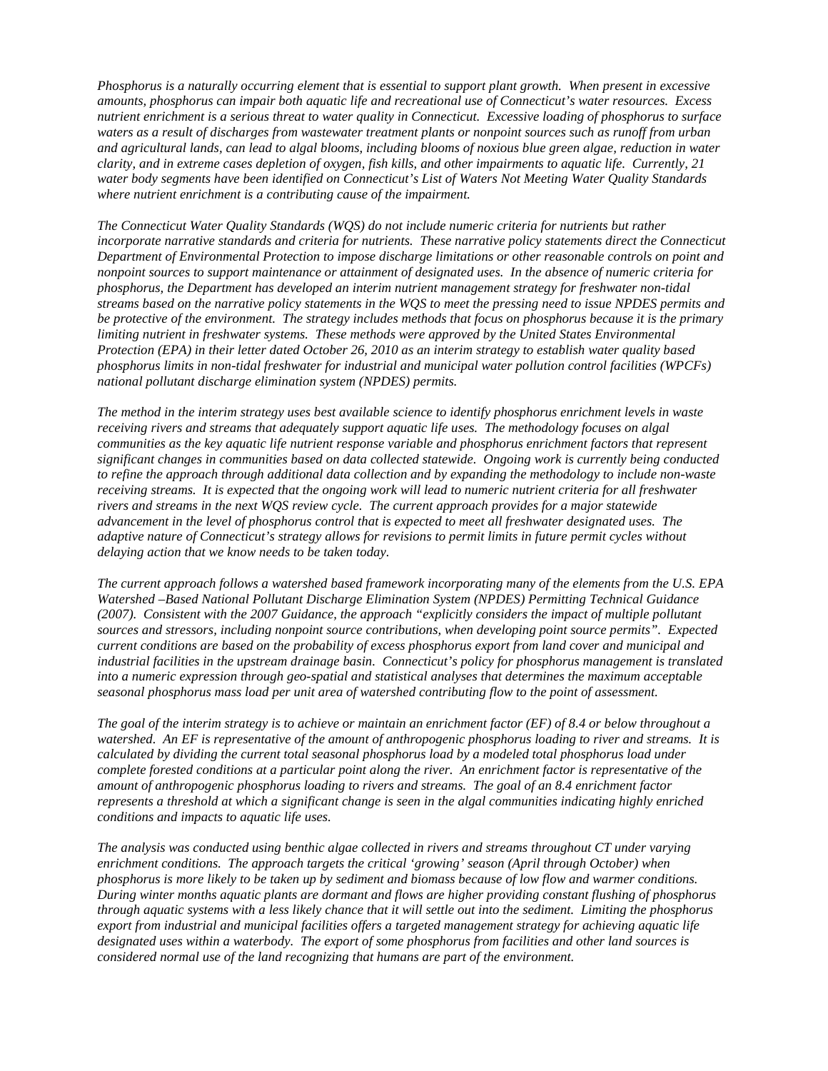*Phosphorus is a naturally occurring element that is essential to support plant growth. When present in excessive amounts, phosphorus can impair both aquatic life and recreational use of Connecticut's water resources. Excess nutrient enrichment is a serious threat to water quality in Connecticut. Excessive loading of phosphorus to surface waters as a result of discharges from wastewater treatment plants or nonpoint sources such as runoff from urban and agricultural lands, can lead to algal blooms, including blooms of noxious blue green algae, reduction in water clarity, and in extreme cases depletion of oxygen, fish kills, and other impairments to aquatic life. Currently, 21 water body segments have been identified on Connecticut's List of Waters Not Meeting Water Quality Standards where nutrient enrichment is a contributing cause of the impairment.*

*The Connecticut Water Quality Standards (WQS) do not include numeric criteria for nutrients but rather incorporate narrative standards and criteria for nutrients. These narrative policy statements direct the Connecticut Department of Environmental Protection to impose discharge limitations or other reasonable controls on point and nonpoint sources to support maintenance or attainment of designated uses. In the absence of numeric criteria for phosphorus, the Department has developed an interim nutrient management strategy for freshwater non-tidal streams based on the narrative policy statements in the WQS to meet the pressing need to issue NPDES permits and be protective of the environment. The strategy includes methods that focus on phosphorus because it is the primary limiting nutrient in freshwater systems. These methods were approved by the United States Environmental Protection (EPA) in their letter dated October 26, 2010 as an interim strategy to establish water quality based phosphorus limits in non-tidal freshwater for industrial and municipal water pollution control facilities (WPCFs) national pollutant discharge elimination system (NPDES) permits.*

*The method in the interim strategy uses best available science to identify phosphorus enrichment levels in waste receiving rivers and streams that adequately support aquatic life uses. The methodology focuses on algal communities as the key aquatic life nutrient response variable and phosphorus enrichment factors that represent significant changes in communities based on data collected statewide. Ongoing work is currently being conducted to refine the approach through additional data collection and by expanding the methodology to include non-waste receiving streams. It is expected that the ongoing work will lead to numeric nutrient criteria for all freshwater rivers and streams in the next WQS review cycle. The current approach provides for a major statewide advancement in the level of phosphorus control that is expected to meet all freshwater designated uses. The adaptive nature of Connecticut's strategy allows for revisions to permit limits in future permit cycles without delaying action that we know needs to be taken today.*

*The current approach follows a watershed based framework incorporating many of the elements from the U.S. EPA Watershed –Based National Pollutant Discharge Elimination System (NPDES) Permitting Technical Guidance (2007). Consistent with the 2007 Guidance, the approach "explicitly considers the impact of multiple pollutant sources and stressors, including nonpoint source contributions, when developing point source permits". Expected current conditions are based on the probability of excess phosphorus export from land cover and municipal and industrial facilities in the upstream drainage basin. Connecticut's policy for phosphorus management is translated into a numeric expression through geo-spatial and statistical analyses that determines the maximum acceptable seasonal phosphorus mass load per unit area of watershed contributing flow to the point of assessment.*

*The goal of the interim strategy is to achieve or maintain an enrichment factor (EF) of 8.4 or below throughout a watershed. An EF is representative of the amount of anthropogenic phosphorus loading to river and streams. It is calculated by dividing the current total seasonal phosphorus load by a modeled total phosphorus load under complete forested conditions at a particular point along the river. An enrichment factor is representative of the amount of anthropogenic phosphorus loading to rivers and streams. The goal of an 8.4 enrichment factor represents a threshold at which a significant change is seen in the algal communities indicating highly enriched conditions and impacts to aquatic life uses.*

*The analysis was conducted using benthic algae collected in rivers and streams throughout CT under varying enrichment conditions. The approach targets the critical 'growing' season (April through October) when phosphorus is more likely to be taken up by sediment and biomass because of low flow and warmer conditions. During winter months aquatic plants are dormant and flows are higher providing constant flushing of phosphorus through aquatic systems with a less likely chance that it will settle out into the sediment. Limiting the phosphorus export from industrial and municipal facilities offers a targeted management strategy for achieving aquatic life designated uses within a waterbody. The export of some phosphorus from facilities and other land sources is considered normal use of the land recognizing that humans are part of the environment.*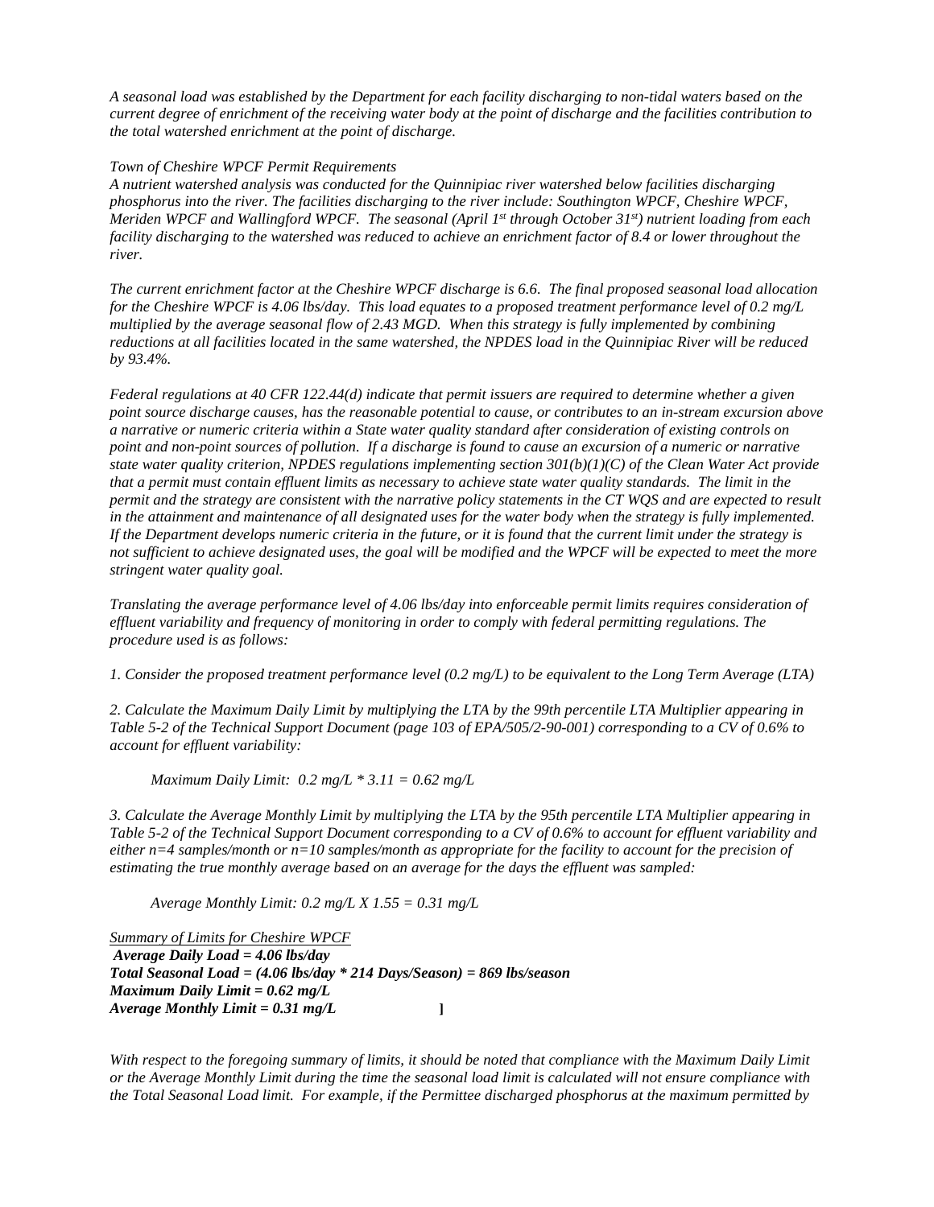*A seasonal load was established by the Department for each facility discharging to non-tidal waters based on the current degree of enrichment of the receiving water body at the point of discharge and the facilities contribution to the total watershed enrichment at the point of discharge.*

*Town of Cheshire WPCF Permit Requirements*
*A nutrient watershed analysis was conducted for the Quinnipiac river watershed below facilities discharging phosphorus into the river. The facilities discharging to the river include: Southington WPCF, Cheshire WPCF, Meriden WPCF and Wallingford WPCF. The seasonal (April 1st through October 31st) nutrient loading from each facility discharging to the watershed was reduced to achieve an enrichment factor of 8.4 or lower throughout the river.*

*The current enrichment factor at the Cheshire WPCF discharge is 6.6. The final proposed seasonal load allocation for the Cheshire WPCF is 4.06 lbs/day. This load equates to a proposed treatment performance level of 0.2 mg/L multiplied by the average seasonal flow of 2.43 MGD. When this strategy is fully implemented by combining reductions at all facilities located in the same watershed, the NPDES load in the Quinnipiac River will be reduced by 93.4%.*

*Federal regulations at 40 CFR 122.44(d) indicate that permit issuers are required to determine whether a given point source discharge causes, has the reasonable potential to cause, or contributes to an in-stream excursion above a narrative or numeric criteria within a State water quality standard after consideration of existing controls on point and non-point sources of pollution. If a discharge is found to cause an excursion of a numeric or narrative state water quality criterion, NPDES regulations implementing section 301(b)(1)(C) of the Clean Water Act provide that a permit must contain effluent limits as necessary to achieve state water quality standards. The limit in the permit and the strategy are consistent with the narrative policy statements in the CT WQS and are expected to result in the attainment and maintenance of all designated uses for the water body when the strategy is fully implemented. If the Department develops numeric criteria in the future, or it is found that the current limit under the strategy is not sufficient to achieve designated uses, the goal will be modified and the WPCF will be expected to meet the more stringent water quality goal.*

*Translating the average performance level of 4.06 lbs/day into enforceable permit limits requires consideration of effluent variability and frequency of monitoring in order to comply with federal permitting regulations. The procedure used is as follows:*

*1. Consider the proposed treatment performance level (0.2 mg/L) to be equivalent to the Long Term Average (LTA)*

*2. Calculate the Maximum Daily Limit by multiplying the LTA by the 99th percentile LTA Multiplier appearing in Table 5-2 of the Technical Support Document (page 103 of EPA/505/2-90-001) corresponding to a CV of 0.6% to account for effluent variability:*

*Maximum Daily Limit: 0.2 mg/L * 3.11 = 0.62 mg/L*

*3. Calculate the Average Monthly Limit by multiplying the LTA by the 95th percentile LTA Multiplier appearing in Table 5-2 of the Technical Support Document corresponding to a CV of 0.6% to account for effluent variability and either n=4 samples/month or n=10 samples/month as appropriate for the facility to account for the precision of estimating the true monthly average based on an average for the days the effluent was sampled:*

*Average Monthly Limit: 0.2 mg/L X 1.55 = 0.31 mg/L*

<u>*Summary of Limits for Cheshire WPCF*</u>
***Average Daily Load = 4.06 lbs/day***
***Total Seasonal Load = (4.06 lbs/day * 214 Days/Season) = 869 lbs/season***
***Maximum Daily Limit = 0.62 mg/L***
***Average Monthly Limit = 0.31 mg/L*** **]**

*With respect to the foregoing summary of limits, it should be noted that compliance with the Maximum Daily Limit or the Average Monthly Limit during the time the seasonal load limit is calculated will not ensure compliance with the Total Seasonal Load limit. For example, if the Permittee discharged phosphorus at the maximum permitted by*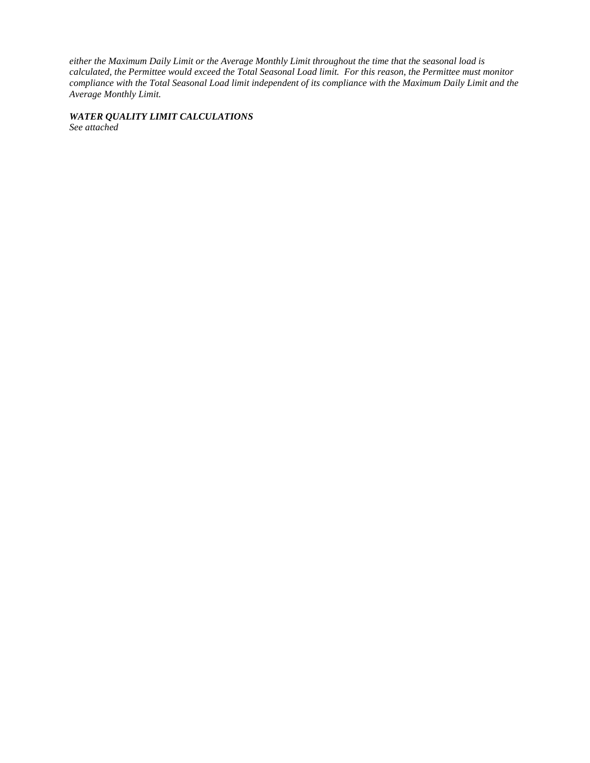*either the Maximum Daily Limit or the Average Monthly Limit throughout the time that the seasonal load is calculated, the Permittee would exceed the Total Seasonal Load limit. For this reason, the Permittee must monitor compliance with the Total Seasonal Load limit independent of its compliance with the Maximum Daily Limit and the Average Monthly Limit.*

***WATER QUALITY LIMIT CALCULATIONS***

*See attached*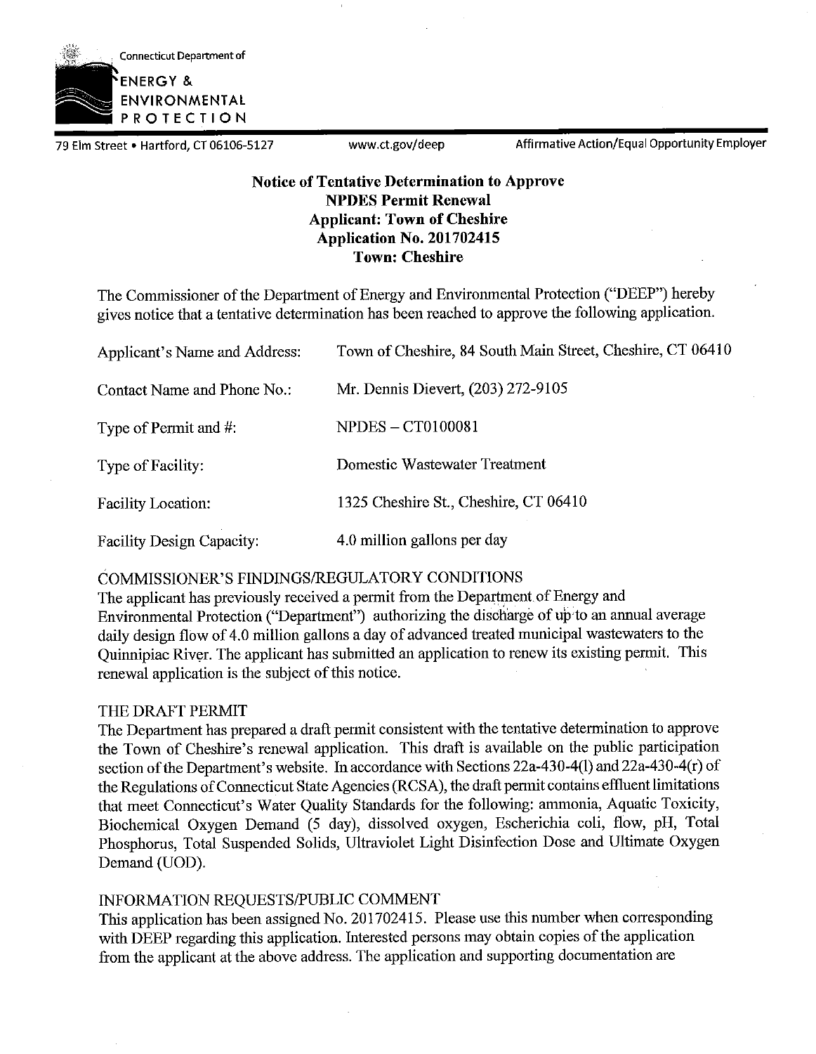Connecticut Department of

ENERGY & ENVIRONMENTAL PROTECTION

79 Elm Street • Hartford, CT 06106-5127 www.ct.gov/deep Affirmative Action/Equal Opportunity Employer

**Notice of Tentative Determination to Approve**
**NPDES Permit Renewal**
**Applicant: Town of Cheshire**
**Application No. 201702415**
**Town: Cheshire**

The Commissioner of the Department of Energy and Environmental Protection ("DEEP") hereby gives notice that a tentative determination has been reached to approve the following application.

| | |
|---|---|
| Applicant's Name and Address: | Town of Cheshire, 84 South Main Street, Cheshire, CT 06410 |
| Contact Name and Phone No.: | Mr. Dennis Dievert, (203) 272-9105 |
| Type of Permit and #: | NPDES – CT0100081 |
| Type of Facility: | Domestic Wastewater Treatment |
| Facility Location: | 1325 Cheshire St., Cheshire, CT 06410 |
| Facility Design Capacity: | 4.0 million gallons per day |

## COMMISSIONER'S FINDINGS/REGULATORY CONDITIONS

The applicant has previously received a permit from the Department of Energy and Environmental Protection ("Department") authorizing the discharge of up to an annual average daily design flow of 4.0 million gallons a day of advanced treated municipal wastewaters to the Quinnipiac River. The applicant has submitted an application to renew its existing permit. This renewal application is the subject of this notice.

## THE DRAFT PERMIT

The Department has prepared a draft permit consistent with the tentative determination to approve the Town of Cheshire's renewal application. This draft is available on the public participation section of the Department's website. In accordance with Sections 22a-430-4(l) and 22a-430-4(r) of the Regulations of Connecticut State Agencies (RCSA), the draft permit contains effluent limitations that meet Connecticut's Water Quality Standards for the following: ammonia, Aquatic Toxicity, Biochemical Oxygen Demand (5 day), dissolved oxygen, Escherichia coli, flow, pH, Total Phosphorus, Total Suspended Solids, Ultraviolet Light Disinfection Dose and Ultimate Oxygen Demand (UOD).

## INFORMATION REQUESTS/PUBLIC COMMENT

This application has been assigned No. 201702415. Please use this number when corresponding with DEEP regarding this application. Interested persons may obtain copies of the application from the applicant at the above address. The application and supporting documentation are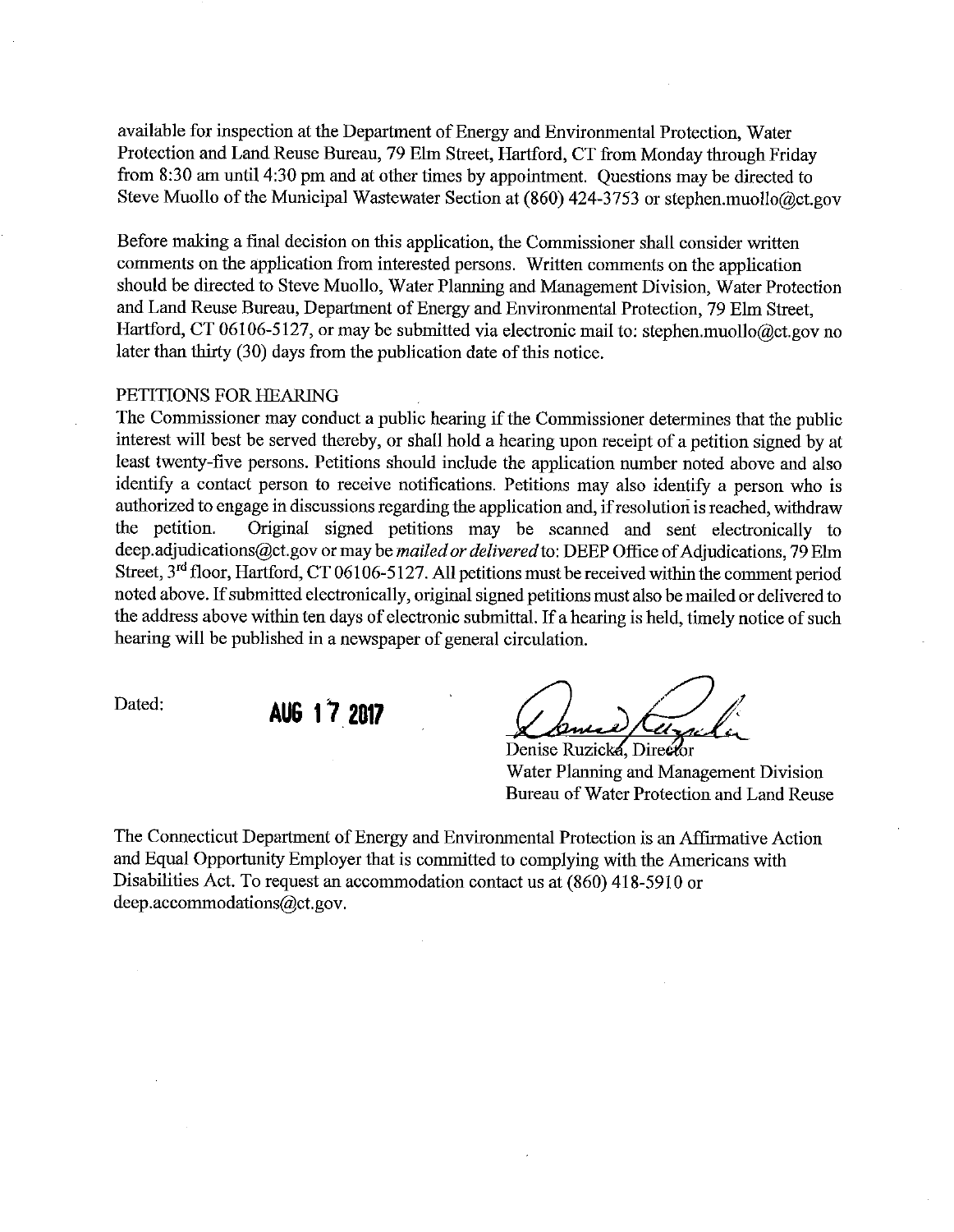available for inspection at the Department of Energy and Environmental Protection, Water Protection and Land Reuse Bureau, 79 Elm Street, Hartford, CT from Monday through Friday from 8:30 am until 4:30 pm and at other times by appointment. Questions may be directed to Steve Muollo of the Municipal Wastewater Section at (860) 424-3753 or stephen.muollo@ct.gov

Before making a final decision on this application, the Commissioner shall consider written comments on the application from interested persons. Written comments on the application should be directed to Steve Muollo, Water Planning and Management Division, Water Protection and Land Reuse Bureau, Department of Energy and Environmental Protection, 79 Elm Street, Hartford, CT 06106-5127, or may be submitted via electronic mail to: stephen.muollo@ct.gov no later than thirty (30) days from the publication date of this notice.

PETITIONS FOR HEARING

The Commissioner may conduct a public hearing if the Commissioner determines that the public interest will best be served thereby, or shall hold a hearing upon receipt of a petition signed by at least twenty-five persons. Petitions should include the application number noted above and also identify a contact person to receive notifications. Petitions may also identify a person who is authorized to engage in discussions regarding the application and, if resolution is reached, withdraw the petition. Original signed petitions may be scanned and sent electronically to deep.adjudications@ct.gov or may be *mailed or delivered* to: DEEP Office of Adjudications, 79 Elm Street, 3rd floor, Hartford, CT 06106-5127. All petitions must be received within the comment period noted above. If submitted electronically, original signed petitions must also be mailed or delivered to the address above within ten days of electronic submittal. If a hearing is held, timely notice of such hearing will be published in a newspaper of general circulation.

Dated: **AUG 17 2017**

Denise Ruzicka, Director
Water Planning and Management Division
Bureau of Water Protection and Land Reuse

The Connecticut Department of Energy and Environmental Protection is an Affirmative Action and Equal Opportunity Employer that is committed to complying with the Americans with Disabilities Act. To request an accommodation contact us at (860) 418-5910 or deep.accommodations@ct.gov.